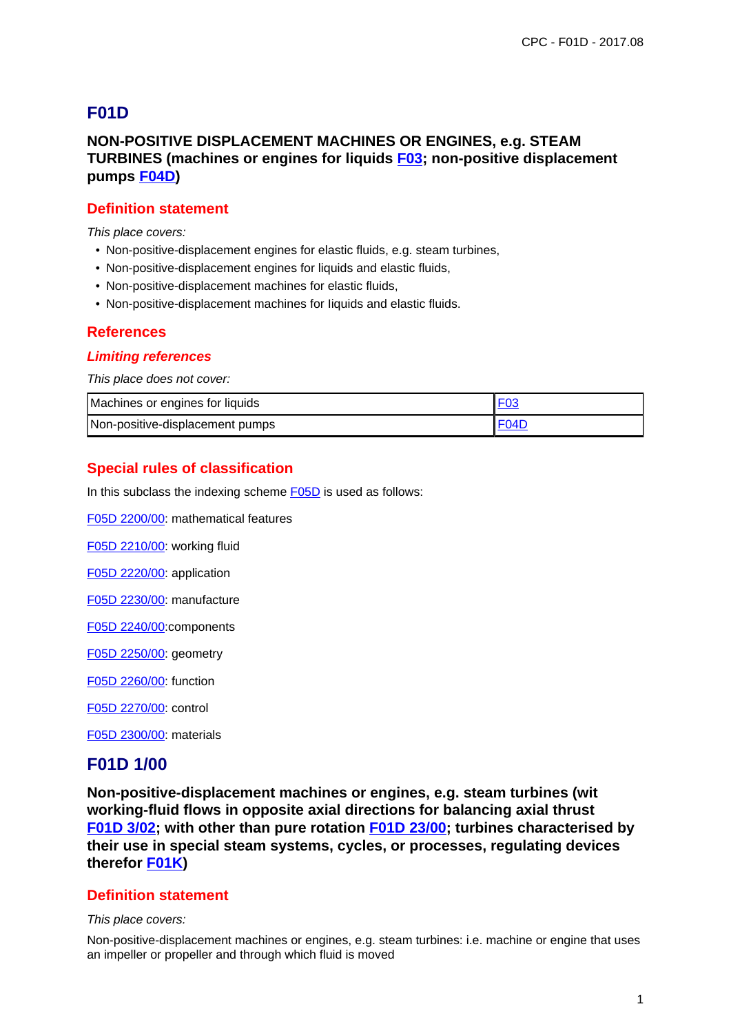# F01D

## NON-POSITIVE DISPLACEMENT MACHINES OR ENGINES, e.g. STEAM TURBINES (machines or engines for liquids F03; non-positive displacement pumps F04D)

### Definition statement

*This place covers:*

- Non-positive-displacement engines for elastic fluids, e.g. steam turbines,
- Non-positive-displacement engines for liquids and elastic fluids,
- Non-positive-displacement machines for elastic fluids,
- Non-positive-displacement machines for liquids and elastic fluids.

### References

#### *Limiting references*

*This place does not cover:*

| | |
|---|---|
| Machines or engines for liquids | F03 |
| Non-positive-displacement pumps | F04D |

### Special rules of classification

In this subclass the indexing scheme F05D is used as follows:

F05D 2200/00: mathematical features

F05D 2210/00: working fluid

F05D 2220/00: application

F05D 2230/00: manufacture

F05D 2240/00:components

F05D 2250/00: geometry

F05D 2260/00: function

F05D 2270/00: control

F05D 2300/00: materials

# F01D 1/00

**Non-positive-displacement machines or engines, e.g. steam turbines (wit working-fluid flows in opposite axial directions for balancing axial thrust F01D 3/02; with other than pure rotation F01D 23/00; turbines characterised by their use in special steam systems, cycles, or processes, regulating devices therefor F01K)**

### Definition statement

*This place covers:*

Non-positive-displacement machines or engines, e.g. steam turbines: i.e. machine or engine that uses an impeller or propeller and through which fluid is moved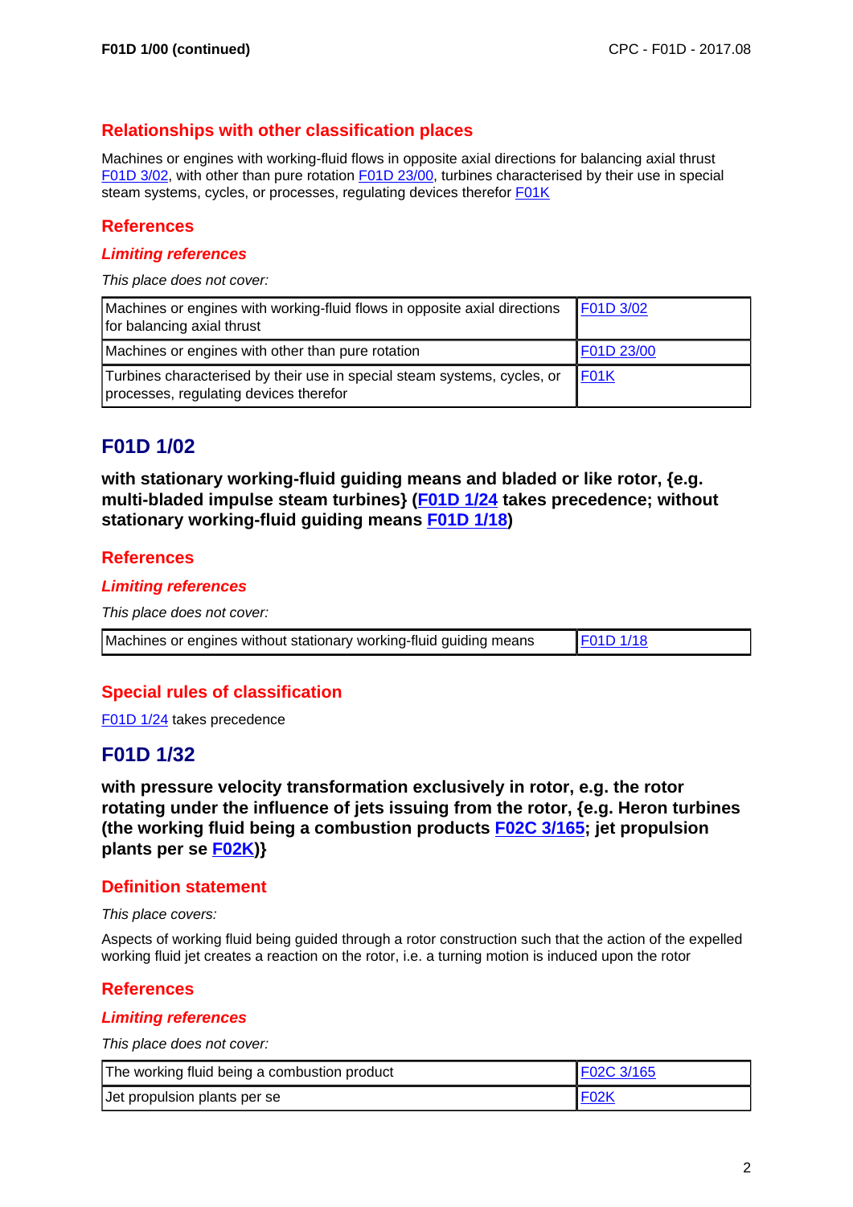F01D 1/00 (continued)

## Relationships with other classification places

Machines or engines with working-fluid flows in opposite axial directions for balancing axial thrust F01D 3/02, with other than pure rotation F01D 23/00, turbines characterised by their use in special steam systems, cycles, or processes, regulating devices therefor F01K

## References

### *Limiting references*

*This place does not cover:*

| | |
|---|---|
| Machines or engines with working-fluid flows in opposite axial directions for balancing axial thrust | F01D 3/02 |
| Machines or engines with other than pure rotation | F01D 23/00 |
| Turbines characterised by their use in special steam systems, cycles, or processes, regulating devices therefor | F01K |

# F01D 1/02

**with stationary working-fluid guiding means and bladed or like rotor, {e.g. multi-bladed impulse steam turbines} (F01D 1/24 takes precedence; without stationary working-fluid guiding means F01D 1/18)**

## References

### *Limiting references*

*This place does not cover:*

| | |
|---|---|
| Machines or engines without stationary working-fluid guiding means | F01D 1/18 |

## Special rules of classification

F01D 1/24 takes precedence

# F01D 1/32

**with pressure velocity transformation exclusively in rotor, e.g. the rotor rotating under the influence of jets issuing from the rotor, {e.g. Heron turbines (the working fluid being a combustion products F02C 3/165; jet propulsion plants per se F02K)}**

## Definition statement

*This place covers:*

Aspects of working fluid being guided through a rotor construction such that the action of the expelled working fluid jet creates a reaction on the rotor, i.e. a turning motion is induced upon the rotor

## References

### *Limiting references*

*This place does not cover:*

| | |
|---|---|
| The working fluid being a combustion product | F02C 3/165 |
| Jet propulsion plants per se | F02K |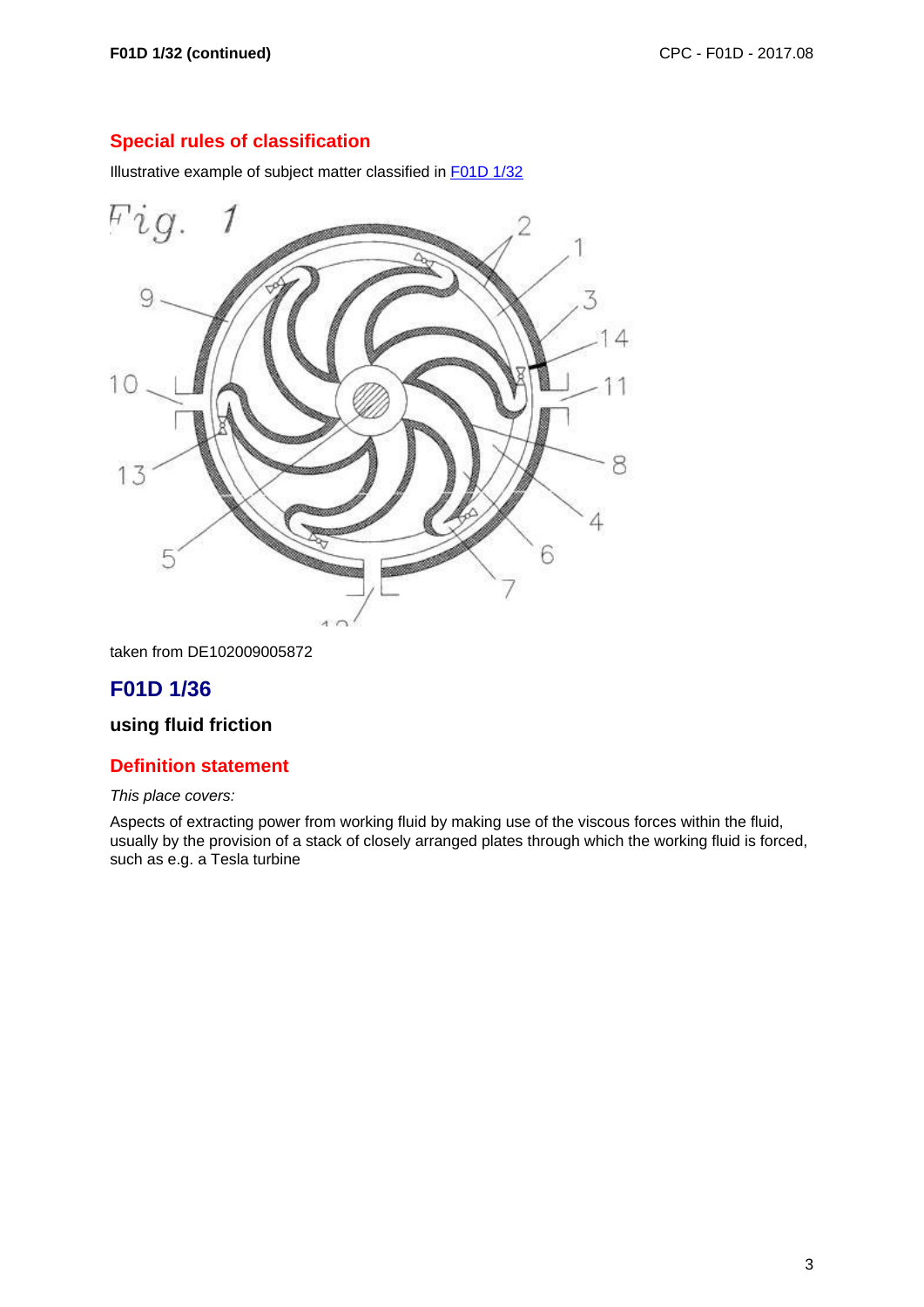## Special rules of classification

Illustrative example of subject matter classified in F01D 1/32

taken from DE102009005872

# F01D 1/36

### using fluid friction

## Definition statement

*This place covers:*

Aspects of extracting power from working fluid by making use of the viscous forces within the fluid, usually by the provision of a stack of closely arranged plates through which the working fluid is forced, such as e.g. a Tesla turbine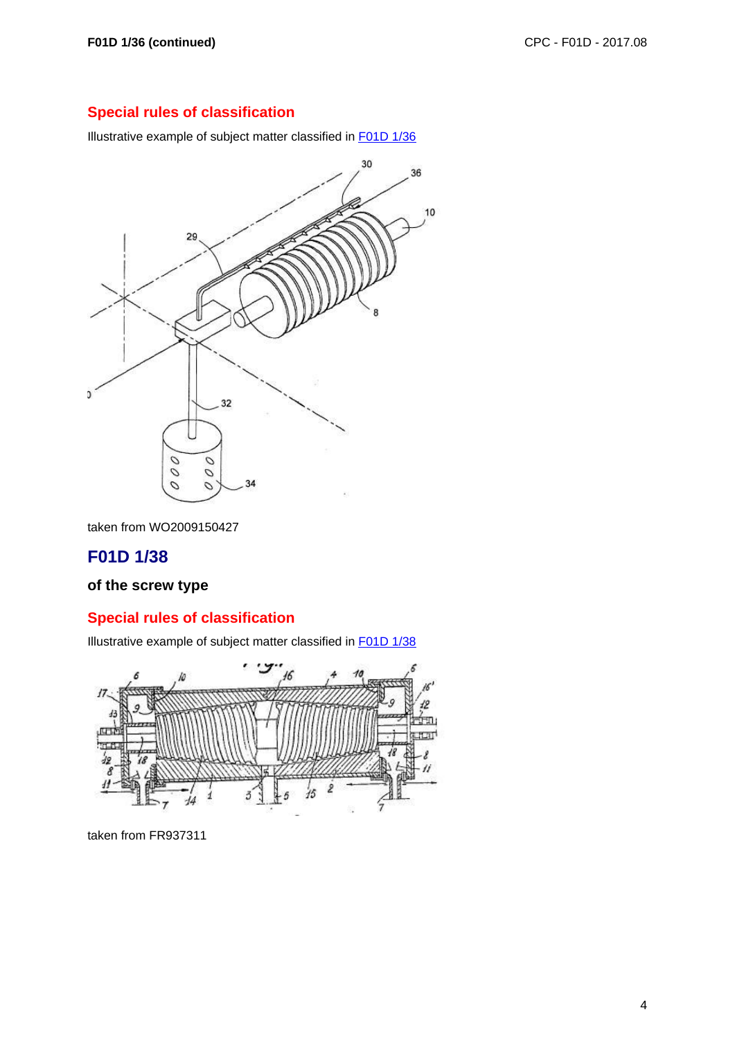## Special rules of classification

Illustrative example of subject matter classified in F01D 1/36

taken from WO2009150427

## F01D 1/38

**of the screw type**

## Special rules of classification

Illustrative example of subject matter classified in F01D 1/38

taken from FR937311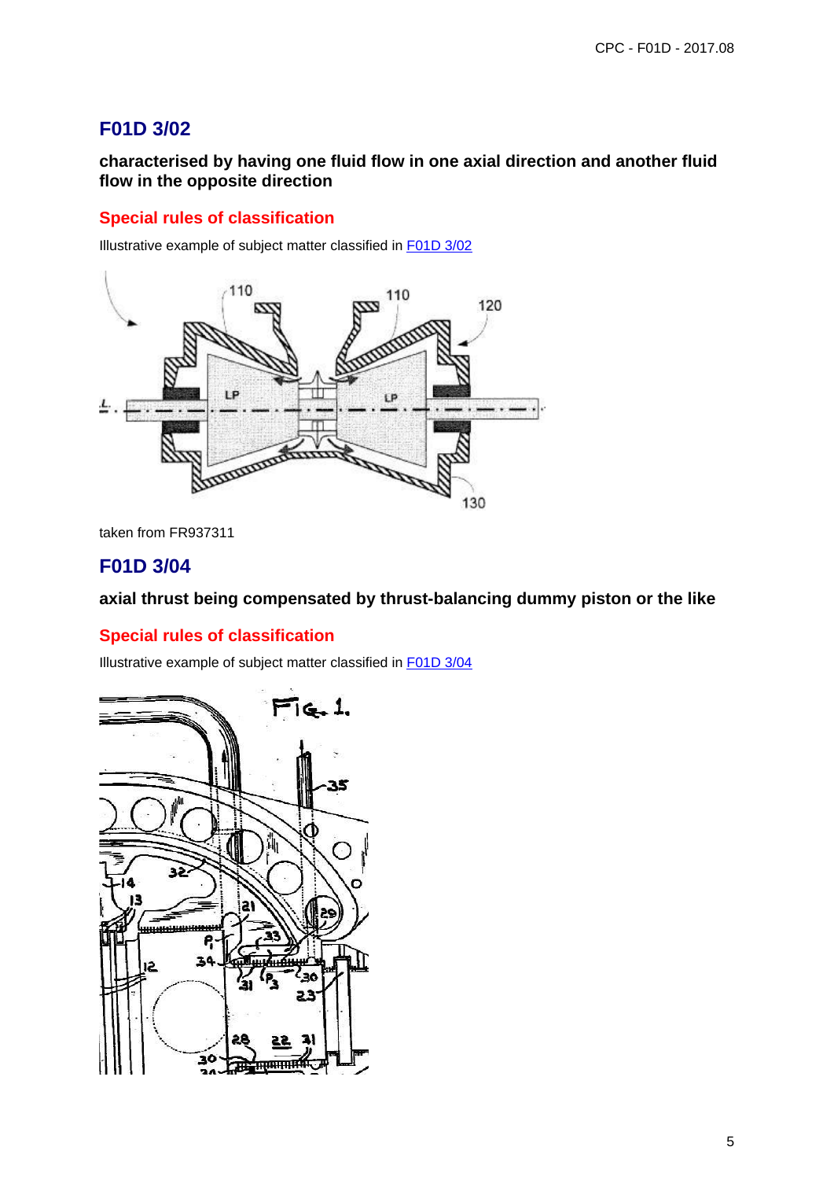## F01D 3/02

**characterised by having one fluid flow in one axial direction and another fluid flow in the opposite direction**

### Special rules of classification

Illustrative example of subject matter classified in F01D 3/02

taken from FR937311

## F01D 3/04

**axial thrust being compensated by thrust-balancing dummy piston or the like**

### Special rules of classification

Illustrative example of subject matter classified in F01D 3/04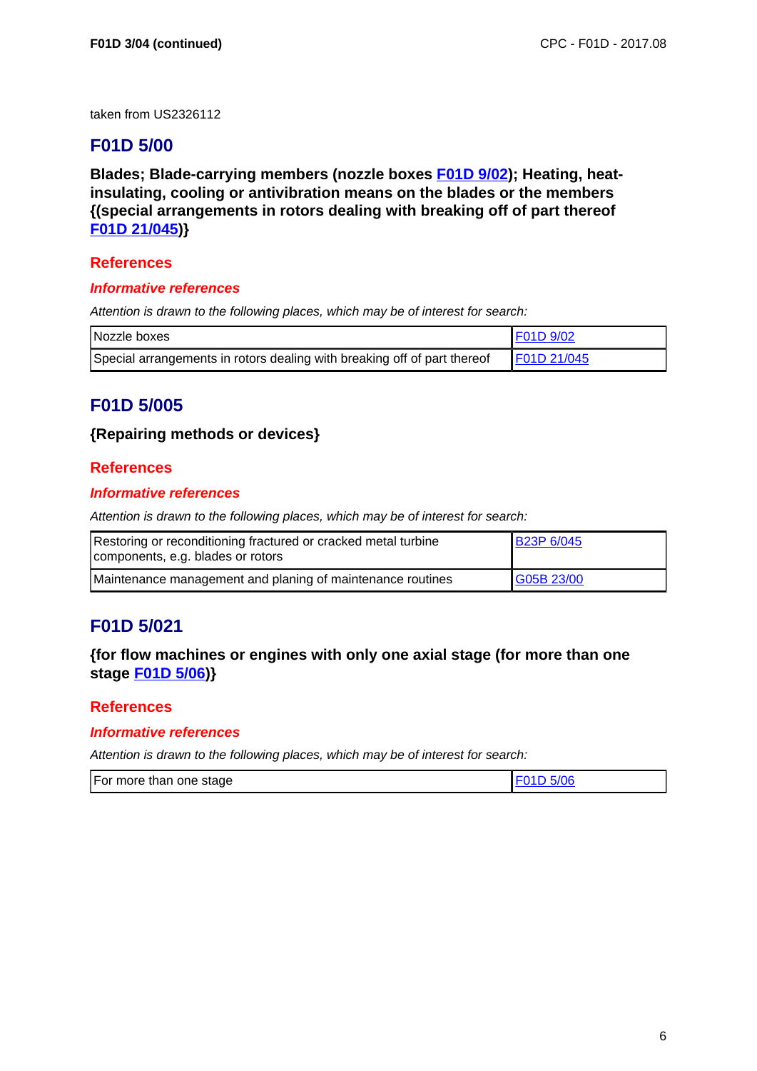taken from US2326112

## F01D 5/00

**Blades; Blade-carrying members (nozzle boxes F01D 9/02); Heating, heat-insulating, cooling or antivibration means on the blades or the members {(special arrangements in rotors dealing with breaking off of part thereof F01D 21/045)}**

### References

#### *Informative references*

*Attention is drawn to the following places, which may be of interest for search:*

| | |
|---|---|
| Nozzle boxes | F01D 9/02 |
| Special arrangements in rotors dealing with breaking off of part thereof | F01D 21/045 |

## F01D 5/005

**{Repairing methods or devices}**

### References

#### *Informative references*

*Attention is drawn to the following places, which may be of interest for search:*

| | |
|---|---|
| Restoring or reconditioning fractured or cracked metal turbine components, e.g. blades or rotors | B23P 6/045 |
| Maintenance management and planing of maintenance routines | G05B 23/00 |

## F01D 5/021

**{for flow machines or engines with only one axial stage (for more than one stage F01D 5/06)}**

### References

#### *Informative references*

*Attention is drawn to the following places, which may be of interest for search:*

| | |
|---|---|
| For more than one stage | F01D 5/06 |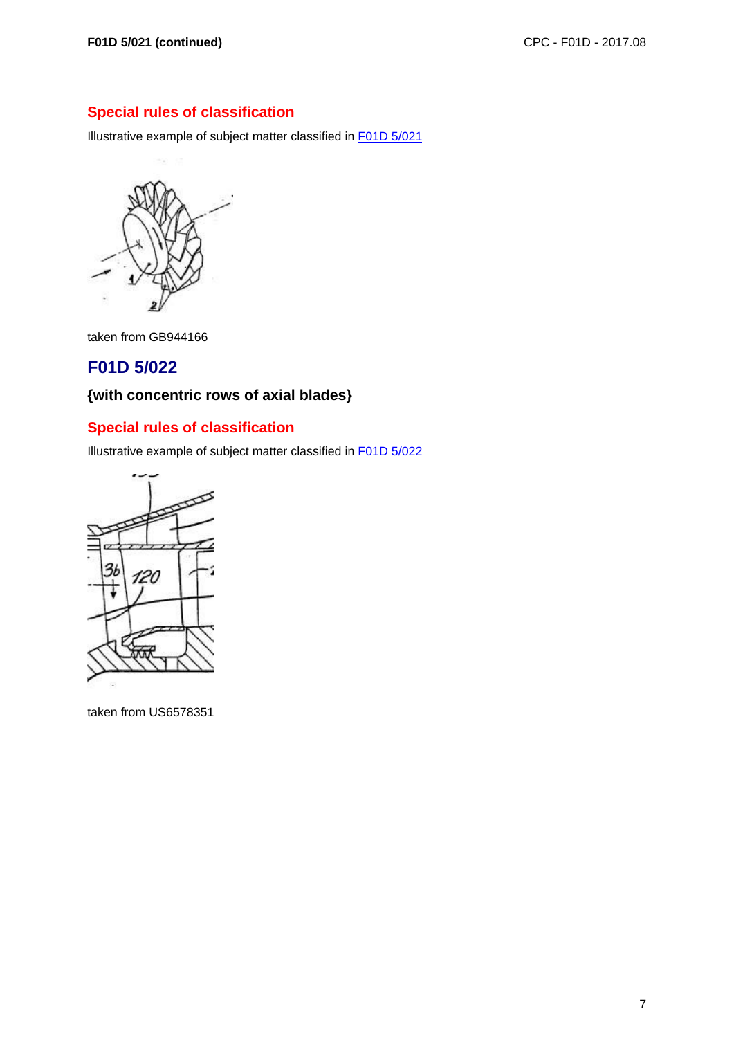## Special rules of classification

Illustrative example of subject matter classified in F01D 5/021

taken from GB944166

# F01D 5/022

### {with concentric rows of axial blades}

## Special rules of classification

Illustrative example of subject matter classified in F01D 5/022

taken from US6578351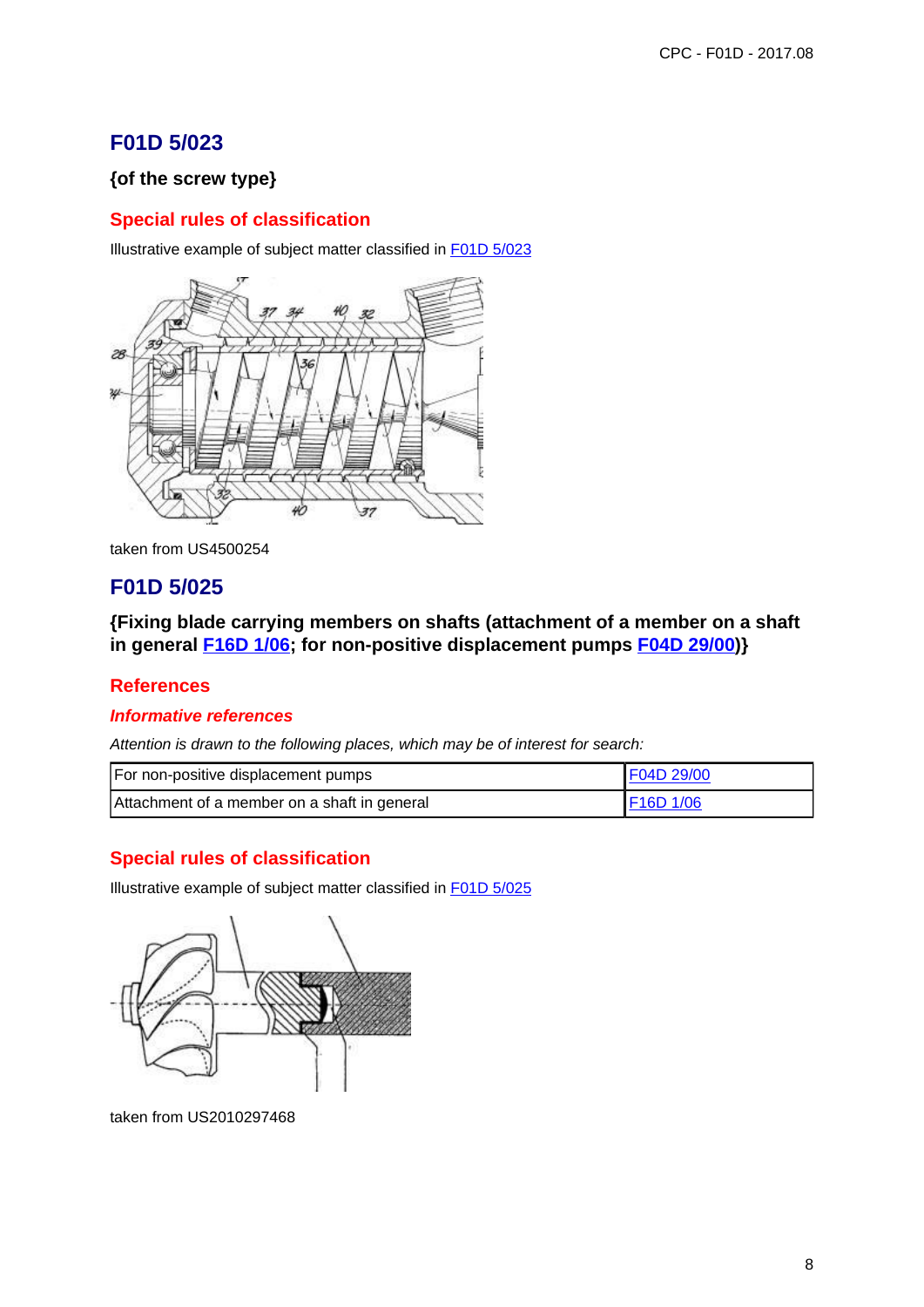## F01D 5/023

**{of the screw type}**

### Special rules of classification

Illustrative example of subject matter classified in F01D 5/023

taken from US4500254

## F01D 5/025

**{Fixing blade carrying members on shafts (attachment of a member on a shaft in general F16D 1/06; for non-positive displacement pumps F04D 29/00)}**

### References

#### *Informative references*

*Attention is drawn to the following places, which may be of interest for search:*

| For non-positive displacement pumps | F04D 29/00 |
|---|---|
| Attachment of a member on a shaft in general | F16D 1/06 |

### Special rules of classification

Illustrative example of subject matter classified in F01D 5/025

taken from US2010297468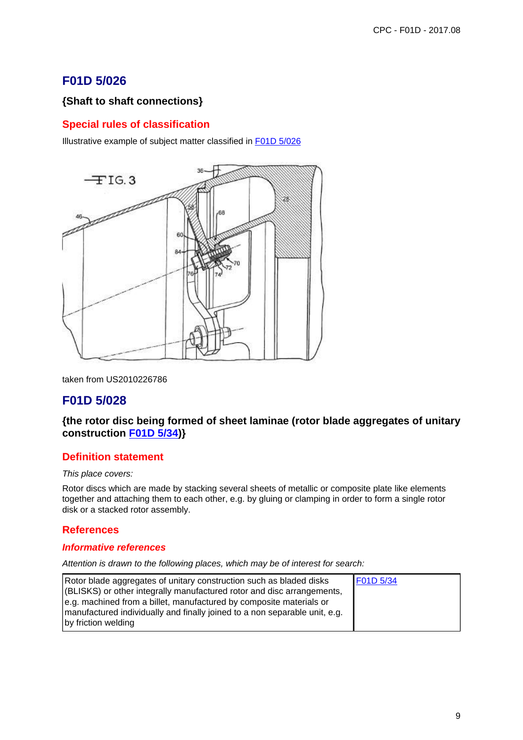## F01D 5/026

### {Shaft to shaft connections}

### Special rules of classification

Illustrative example of subject matter classified in F01D 5/026

taken from US2010226786

## F01D 5/028

### {the rotor disc being formed of sheet laminae (rotor blade aggregates of unitary construction F01D 5/34)}

### Definition statement

*This place covers:*

Rotor discs which are made by stacking several sheets of metallic or composite plate like elements together and attaching them to each other, e.g. by gluing or clamping in order to form a single rotor disk or a stacked rotor assembly.

### References

#### *Informative references*

*Attention is drawn to the following places, which may be of interest for search:*

| | |
|---|---|
| Rotor blade aggregates of unitary construction such as bladed disks (BLISKS) or other integrally manufactured rotor and disc arrangements, e.g. machined from a billet, manufactured by composite materials or manufactured individually and finally joined to a non separable unit, e.g. by friction welding | F01D 5/34 |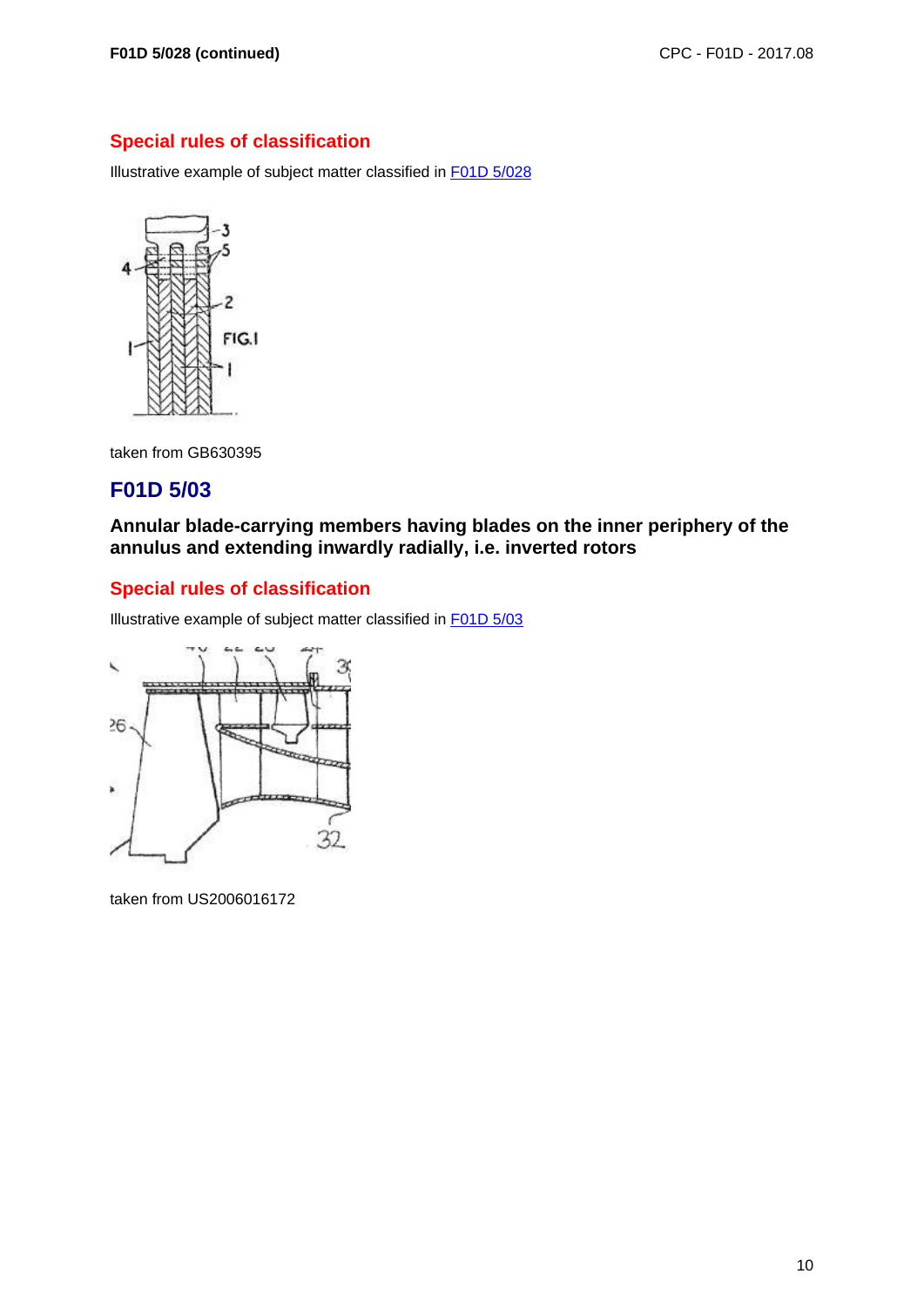## Special rules of classification

Illustrative example of subject matter classified in F01D 5/028

taken from GB630395

# F01D 5/03

**Annular blade-carrying members having blades on the inner periphery of the annulus and extending inwardly radially, i.e. inverted rotors**

## Special rules of classification

Illustrative example of subject matter classified in F01D 5/03

taken from US2006016172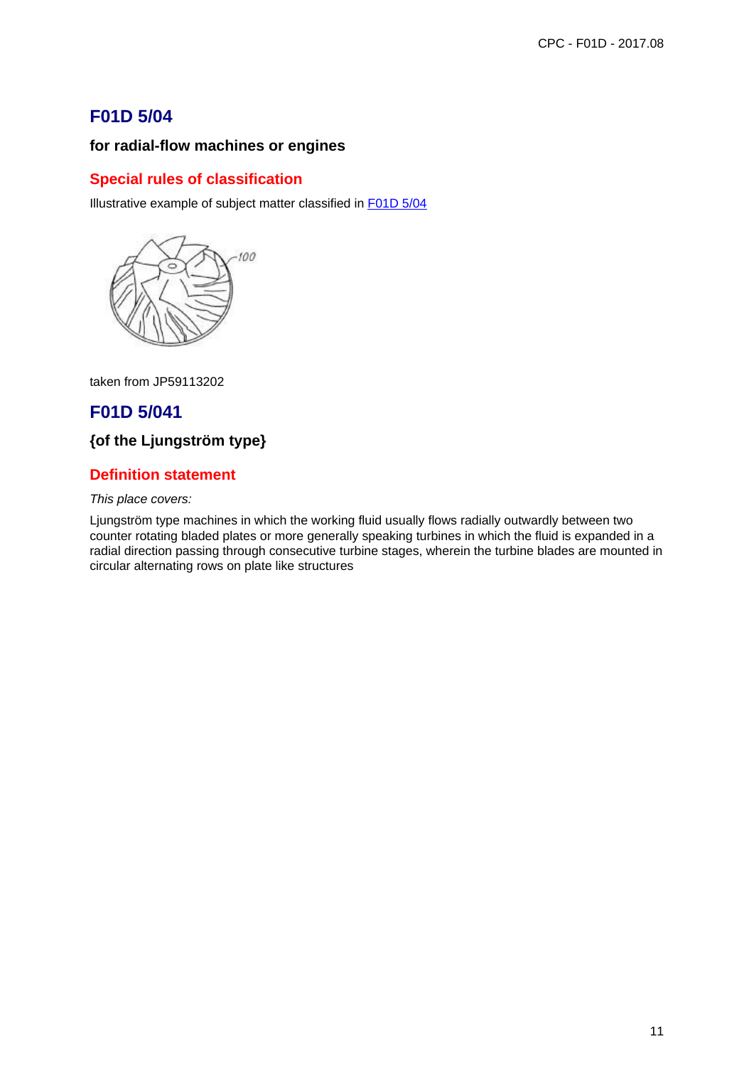## F01D 5/04

**for radial-flow machines or engines**

### Special rules of classification

Illustrative example of subject matter classified in F01D 5/04

taken from JP59113202

## F01D 5/041

**{of the Ljungström type}**

### Definition statement

*This place covers:*

Ljungström type machines in which the working fluid usually flows radially outwardly between two counter rotating bladed plates or more generally speaking turbines in which the fluid is expanded in a radial direction passing through consecutive turbine stages, wherein the turbine blades are mounted in circular alternating rows on plate like structures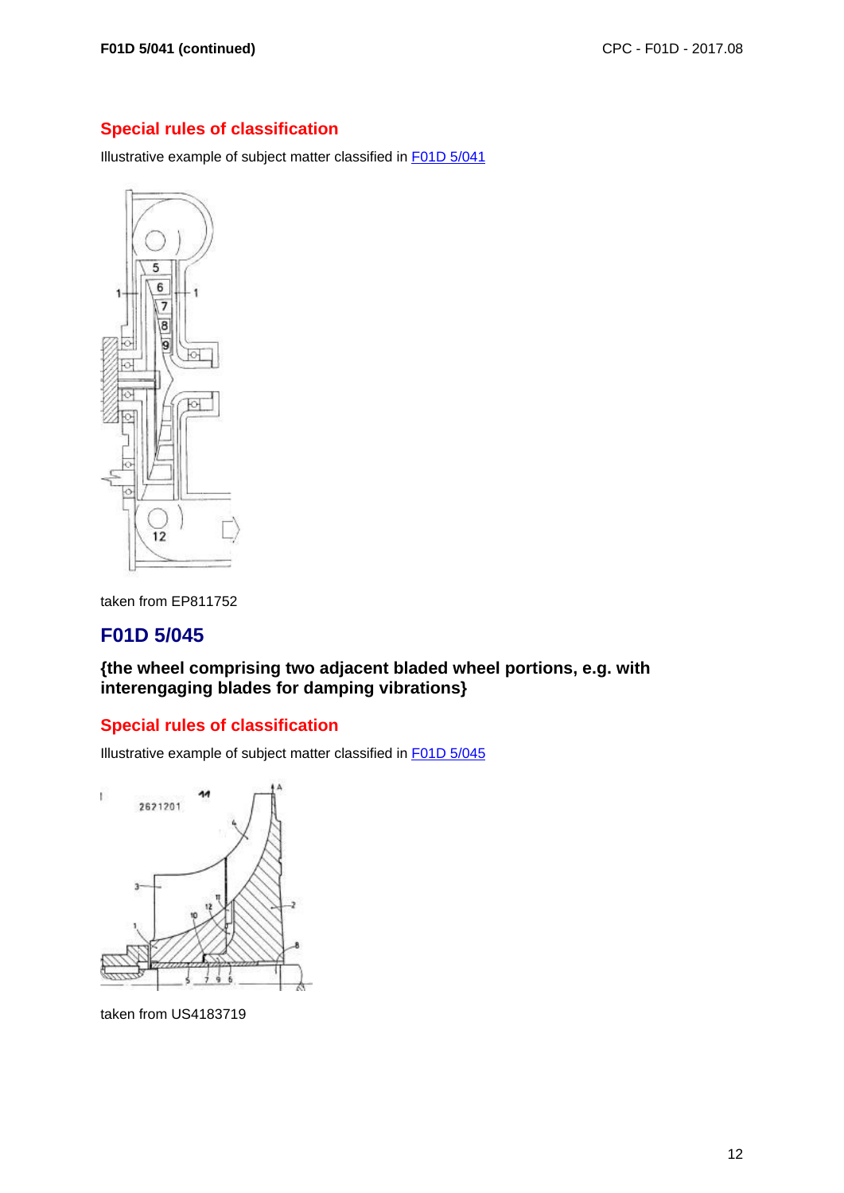## Special rules of classification

Illustrative example of subject matter classified in F01D 5/041

taken from EP811752

# F01D 5/045

### {the wheel comprising two adjacent bladed wheel portions, e.g. with interengaging blades for damping vibrations}

## Special rules of classification

Illustrative example of subject matter classified in F01D 5/045

taken from US4183719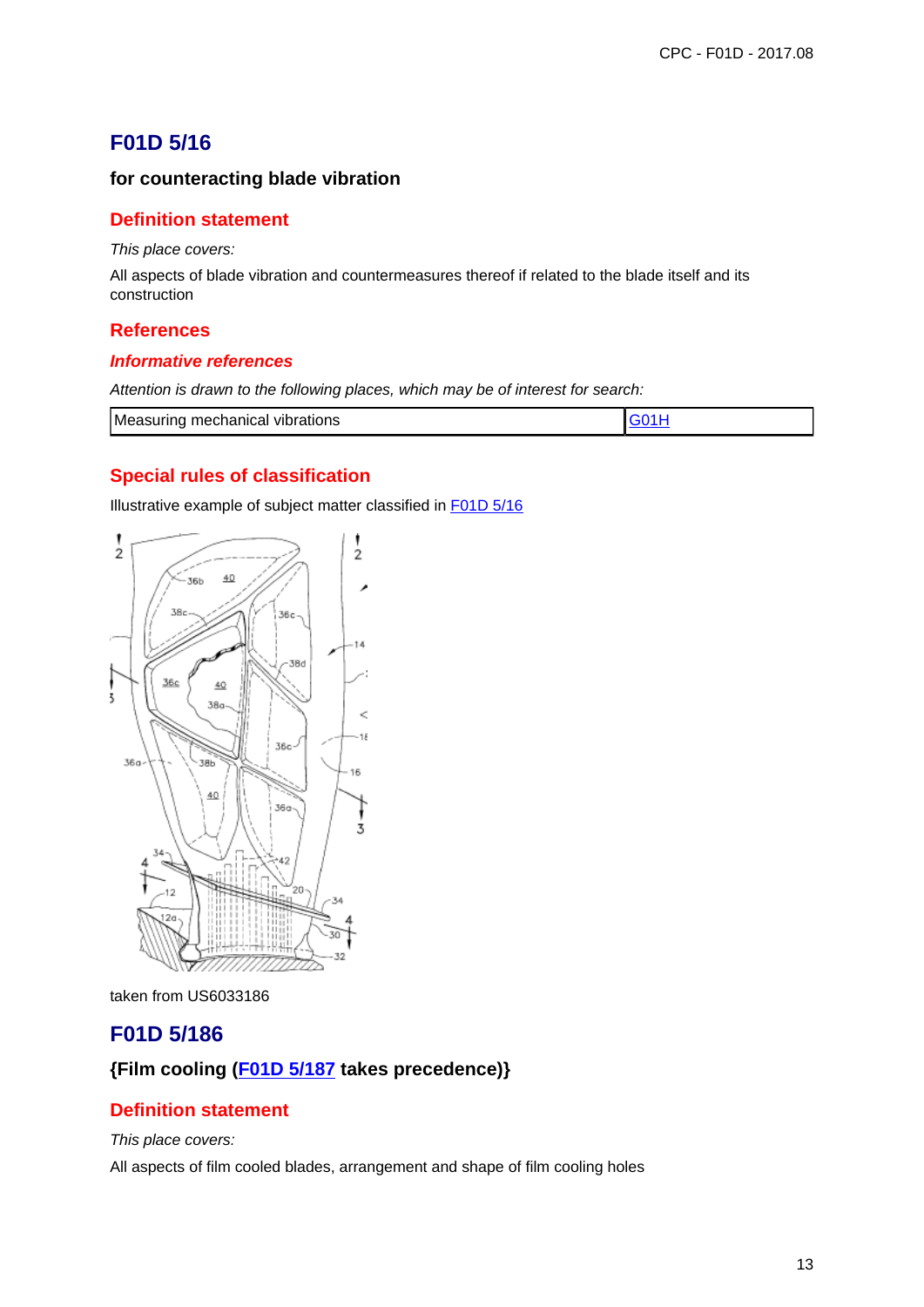## F01D 5/16

**for counteracting blade vibration**

### Definition statement

*This place covers:*

All aspects of blade vibration and countermeasures thereof if related to the blade itself and its construction

### References

#### *Informative references*

*Attention is drawn to the following places, which may be of interest for search:*

| Measuring mechanical vibrations | G01H |
|---|---|

### Special rules of classification

Illustrative example of subject matter classified in F01D 5/16

taken from US6033186

## F01D 5/186

**{Film cooling (F01D 5/187 takes precedence)}**

### Definition statement

*This place covers:*

All aspects of film cooled blades, arrangement and shape of film cooling holes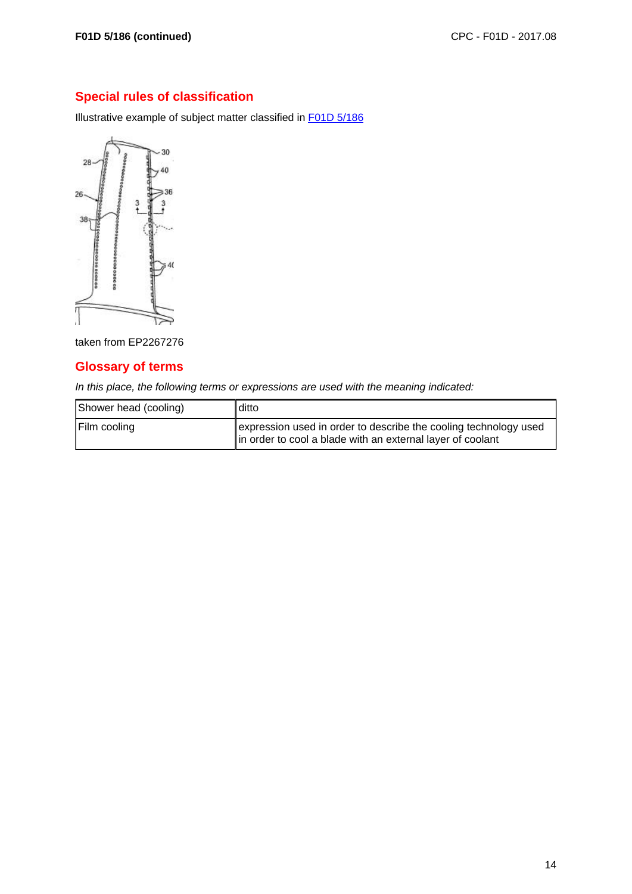## Special rules of classification

Illustrative example of subject matter classified in F01D 5/186

taken from EP2267276

## Glossary of terms

*In this place, the following terms or expressions are used with the meaning indicated:*

| Shower head (cooling) | ditto |
|---|---|
| Film cooling | expression used in order to describe the cooling technology used in order to cool a blade with an external layer of coolant |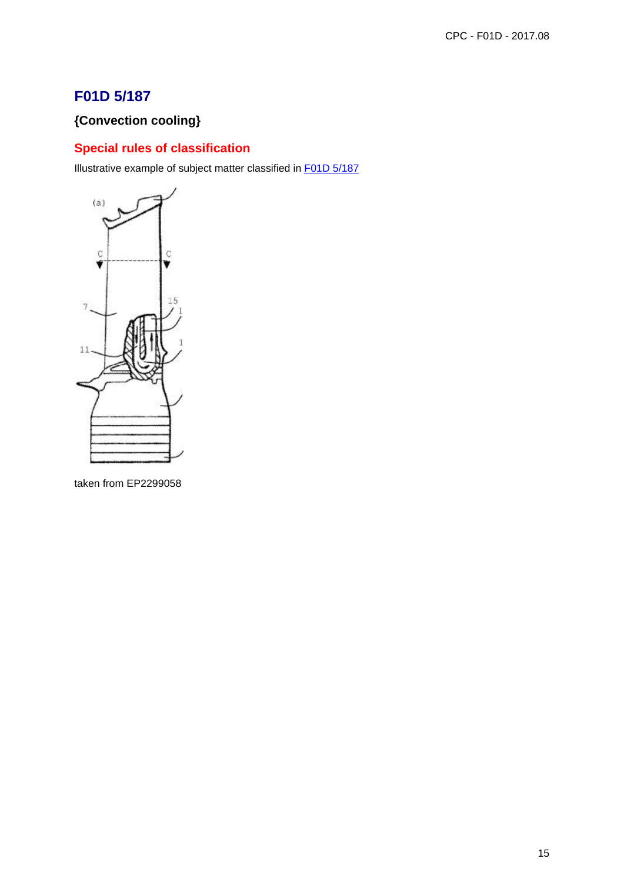## F01D 5/187

### {Convection cooling}

### Special rules of classification

Illustrative example of subject matter classified in F01D 5/187

taken from EP2299058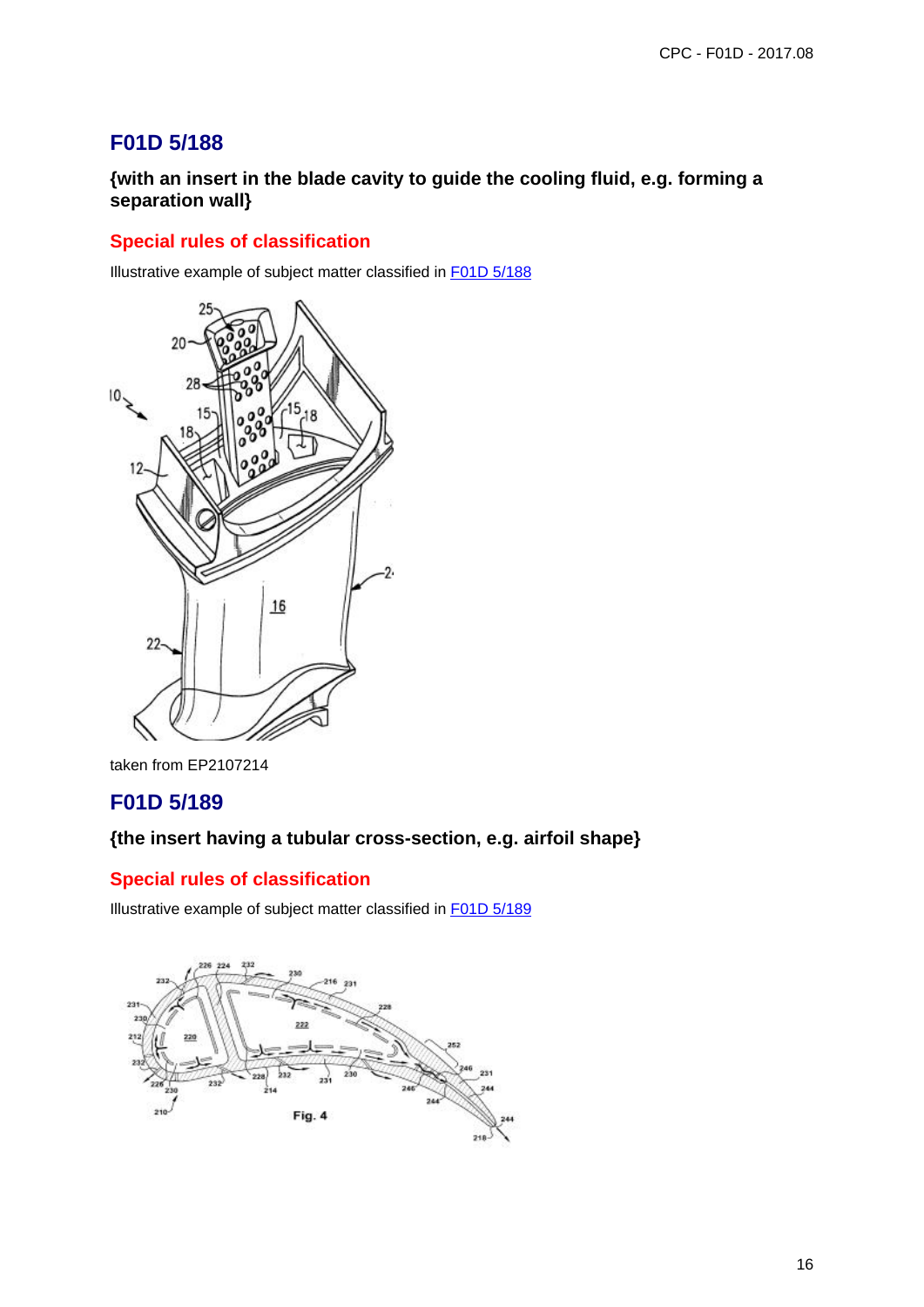## F01D 5/188

**{with an insert in the blade cavity to guide the cooling fluid, e.g. forming a separation wall}**

### Special rules of classification

Illustrative example of subject matter classified in F01D 5/188

taken from EP2107214

## F01D 5/189

**{the insert having a tubular cross-section, e.g. airfoil shape}**

### Special rules of classification

Illustrative example of subject matter classified in F01D 5/189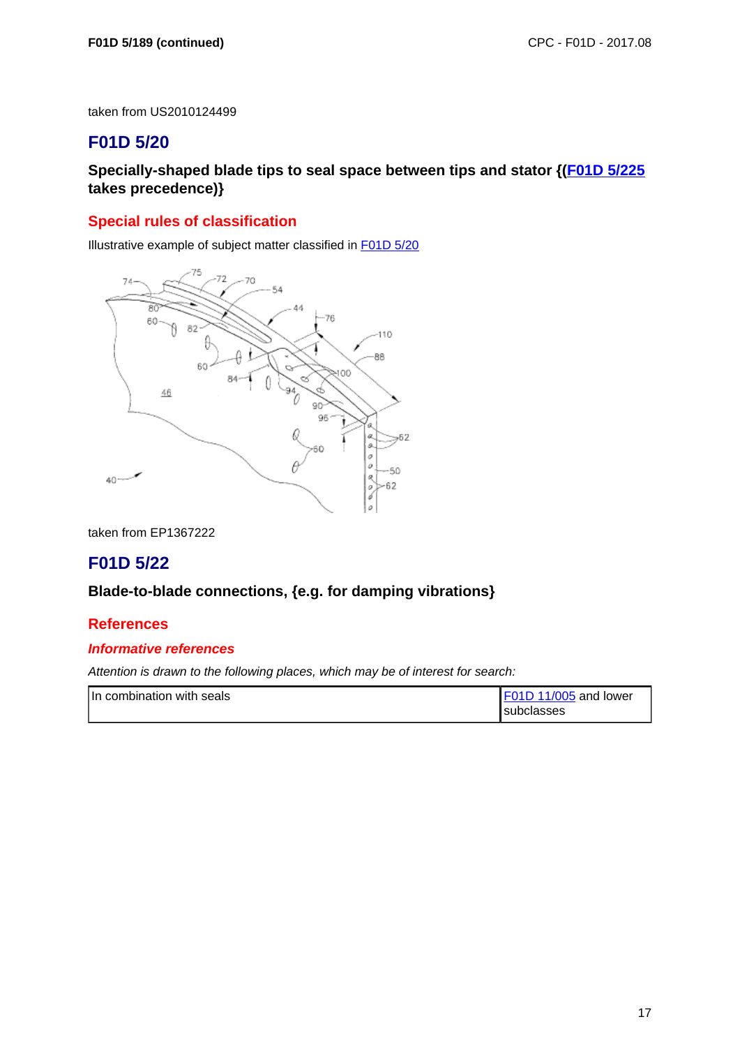taken from US2010124499

## F01D 5/20

**Specially-shaped blade tips to seal space between tips and stator {(F01D 5/225 takes precedence)}**

### Special rules of classification

Illustrative example of subject matter classified in F01D 5/20

taken from EP1367222

## F01D 5/22

**Blade-to-blade connections, {e.g. for damping vibrations}**

### References

#### *Informative references*

*Attention is drawn to the following places, which may be of interest for search:*

| In combination with seals | F01D 11/005 and lower subclasses |
|---|---|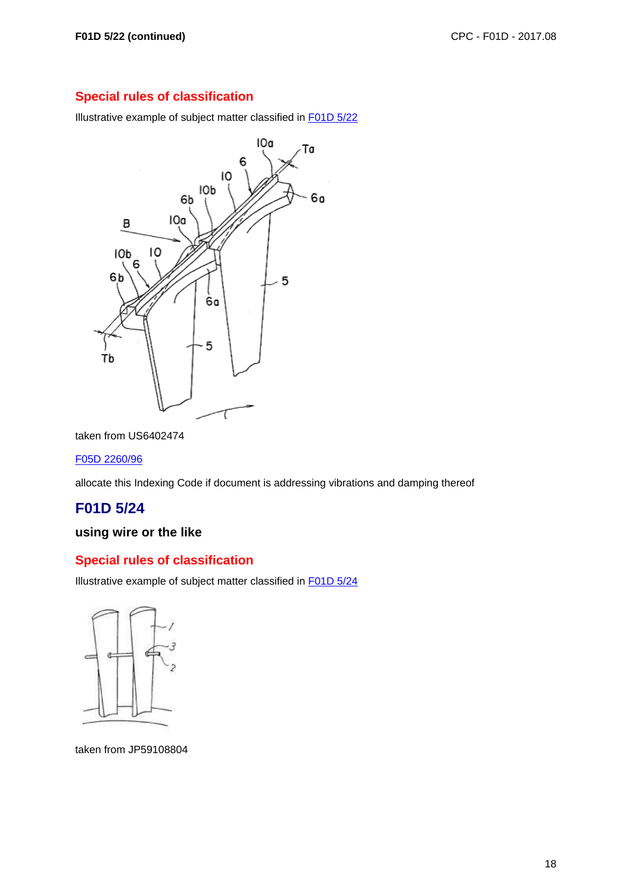## Special rules of classification

Illustrative example of subject matter classified in F01D 5/22

taken from US6402474

F05D 2260/96

allocate this Indexing Code if document is addressing vibrations and damping thereof

# F01D 5/24

**using wire or the like**

## Special rules of classification

Illustrative example of subject matter classified in F01D 5/24

taken from JP59108804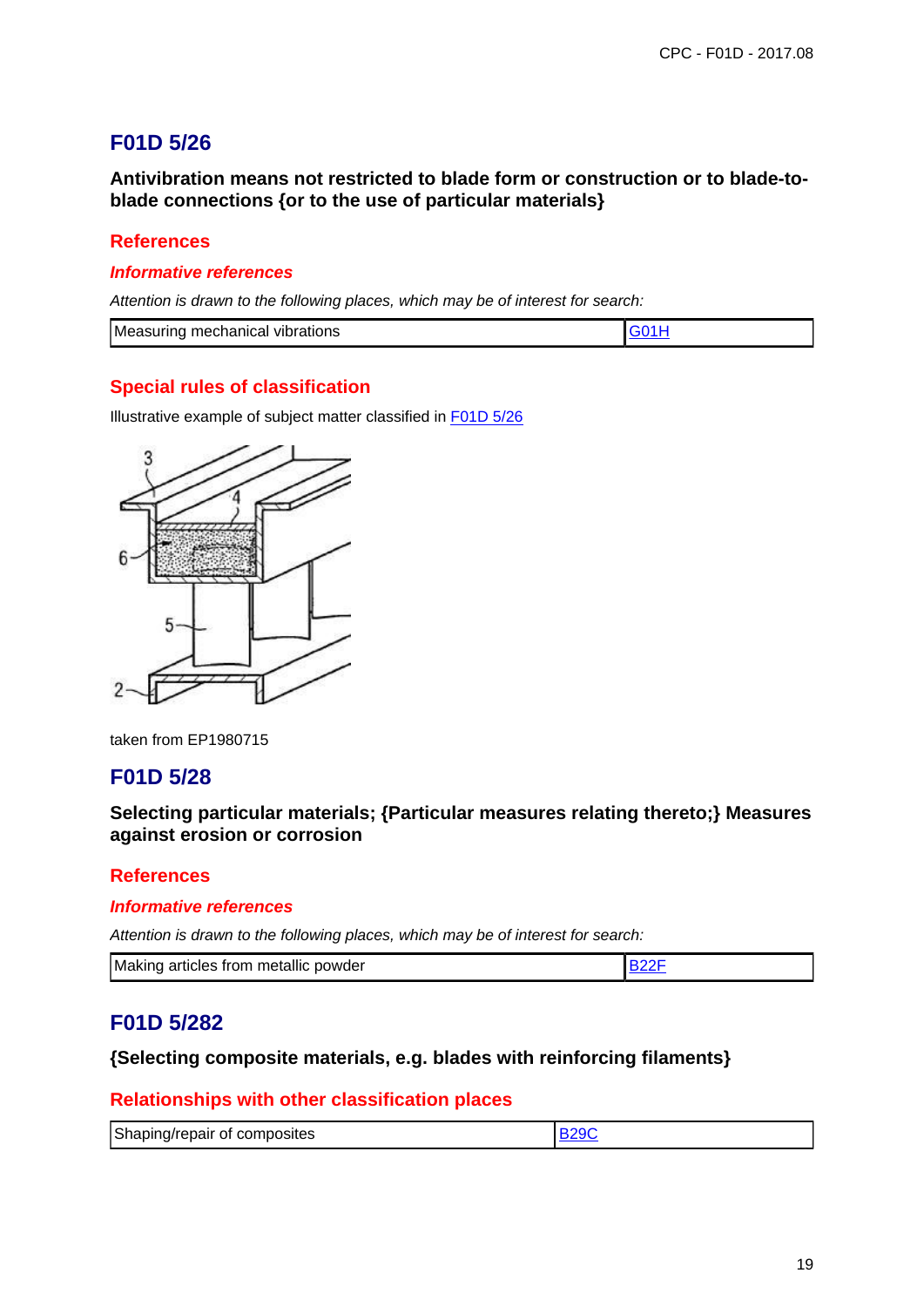## F01D 5/26

**Antivibration means not restricted to blade form or construction or to blade-to-blade connections {or to the use of particular materials}**

### References

#### *Informative references*

*Attention is drawn to the following places, which may be of interest for search:*

| Measuring mechanical vibrations | G01H |
|---|---|

### Special rules of classification

Illustrative example of subject matter classified in F01D 5/26

taken from EP1980715

## F01D 5/28

**Selecting particular materials; {Particular measures relating thereto;} Measures against erosion or corrosion**

### References

#### *Informative references*

*Attention is drawn to the following places, which may be of interest for search:*

| Making articles from metallic powder | B22F |
|---|---|

## F01D 5/282

**{Selecting composite materials, e.g. blades with reinforcing filaments}**

### Relationships with other classification places

| Shaping/repair of composites | B29C |
|---|---|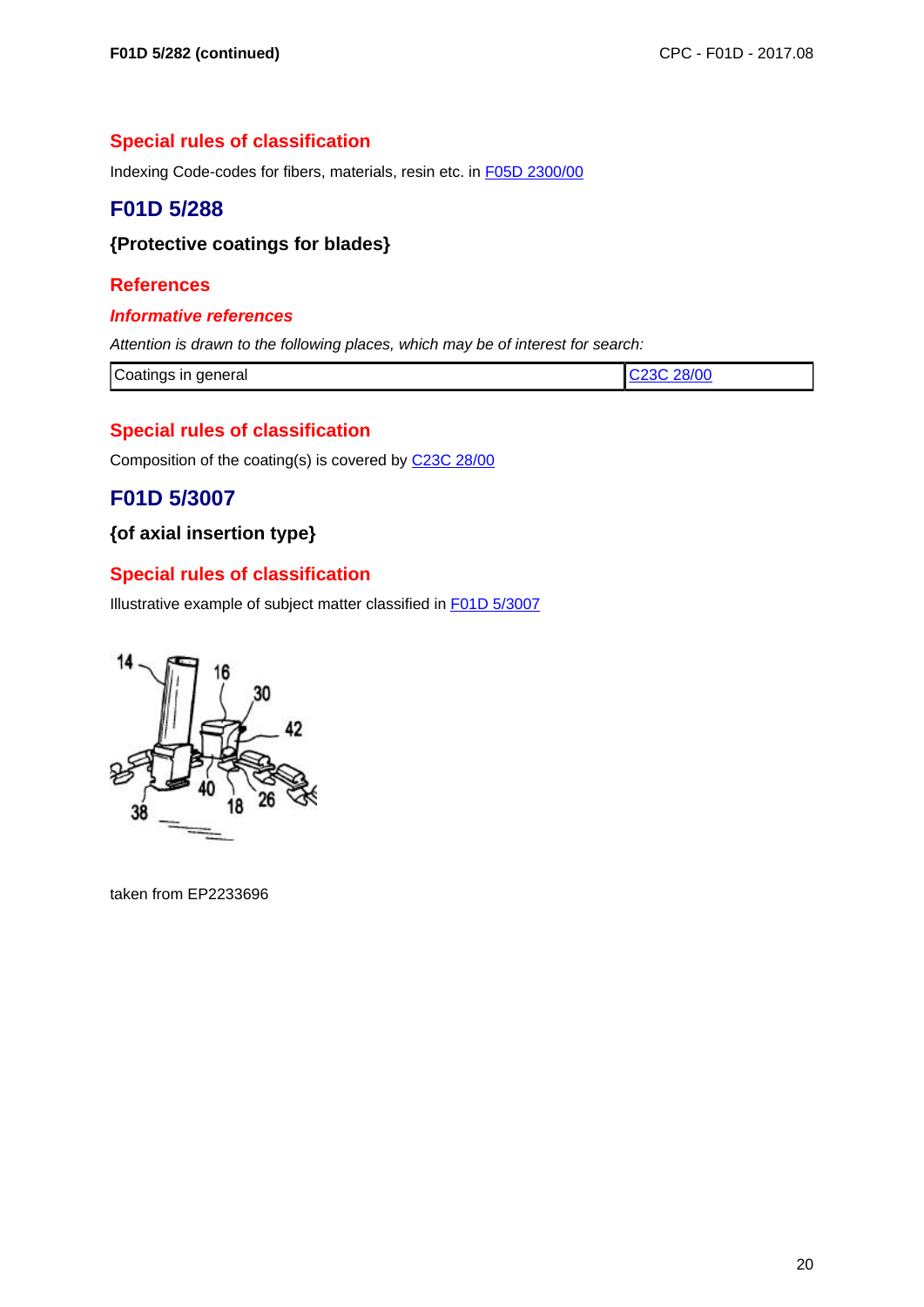### Special rules of classification

Indexing Code-codes for fibers, materials, resin etc. in F05D 2300/00

## F01D 5/288

**{Protective coatings for blades}**

### References

#### *Informative references*

*Attention is drawn to the following places, which may be of interest for search:*

| Coatings in general | C23C 28/00 |
|---|---|

### Special rules of classification

Composition of the coating(s) is covered by C23C 28/00

## F01D 5/3007

**{of axial insertion type}**

### Special rules of classification

Illustrative example of subject matter classified in F01D 5/3007

taken from EP2233696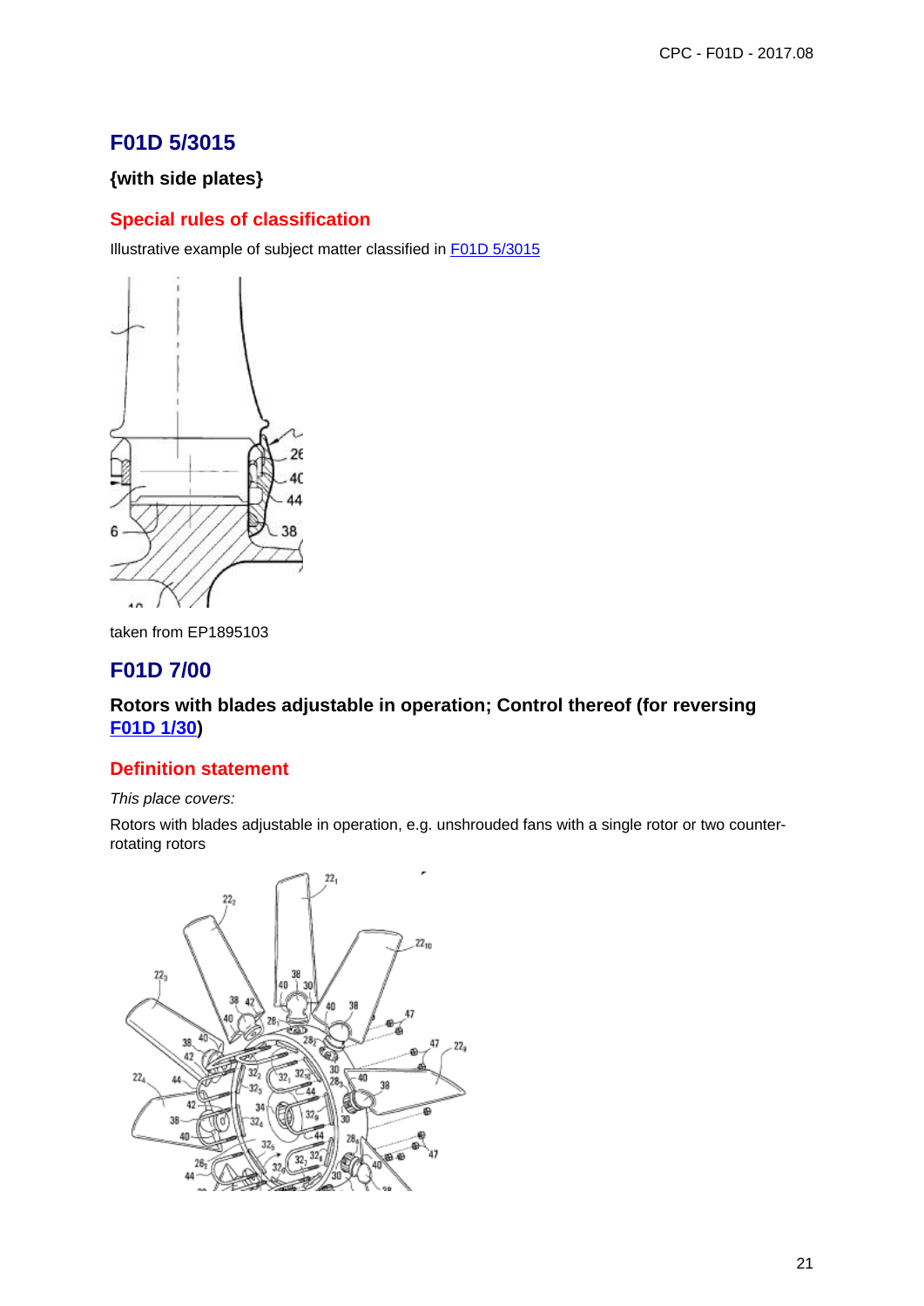## F01D 5/3015

### {with side plates}

#### Special rules of classification

Illustrative example of subject matter classified in F01D 5/3015

taken from EP1895103

## F01D 7/00

### Rotors with blades adjustable in operation; Control thereof (for reversing F01D 1/30)

#### Definition statement

*This place covers:*

Rotors with blades adjustable in operation, e.g. unshrouded fans with a single rotor or two counter-rotating rotors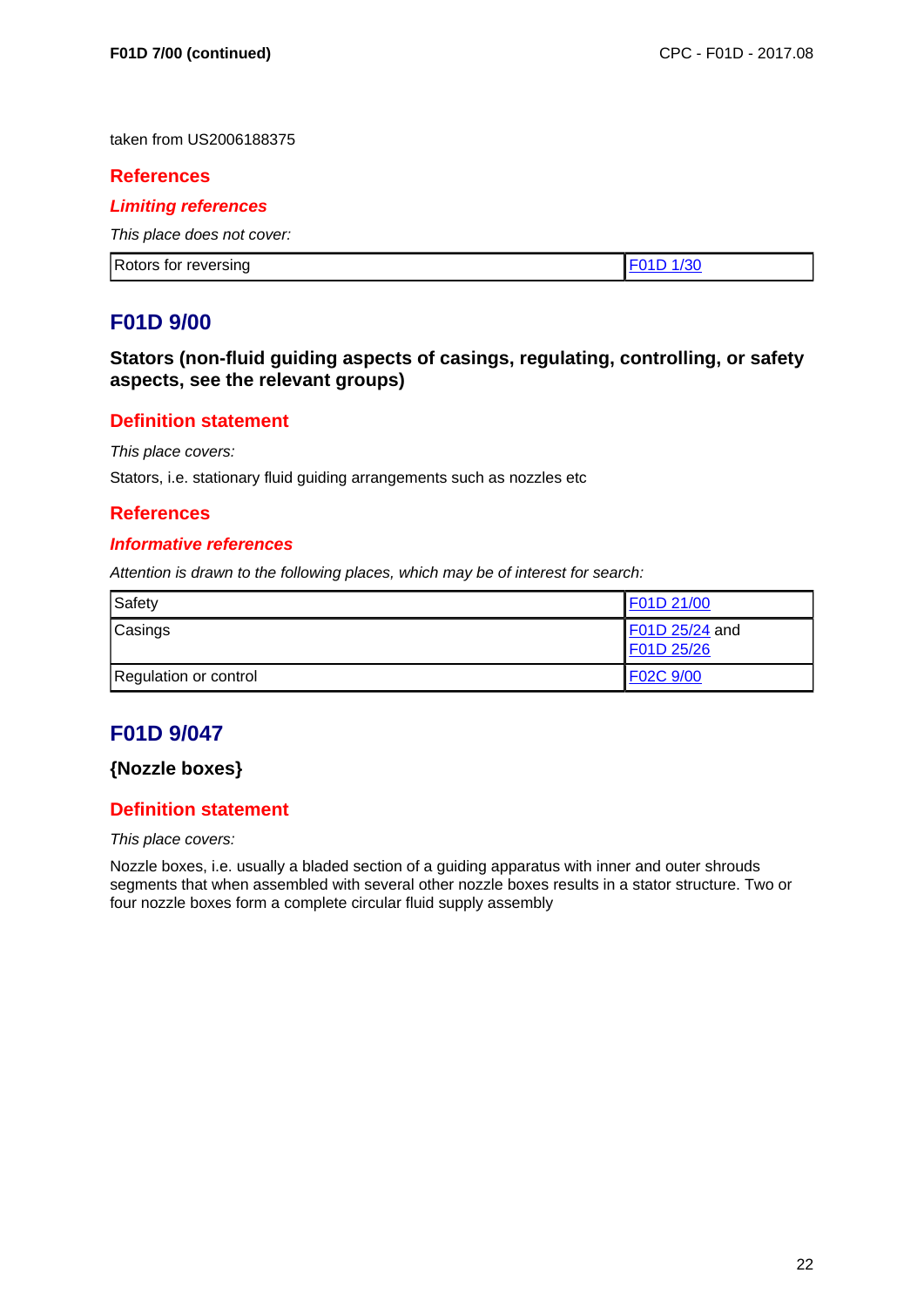taken from US2006188375

### References

#### *Limiting references*

*This place does not cover:*

| Rotors for reversing | F01D 1/30 |
|---|---|

## F01D 9/00

### Stators (non-fluid guiding aspects of casings, regulating, controlling, or safety aspects, see the relevant groups)

### Definition statement

*This place covers:*

Stators, i.e. stationary fluid guiding arrangements such as nozzles etc

### References

#### *Informative references*

*Attention is drawn to the following places, which may be of interest for search:*

| Safety | F01D 21/00 |
|---|---|
| Casings | F01D 25/24 and F01D 25/26 |
| Regulation or control | F02C 9/00 |

## F01D 9/047

### {Nozzle boxes}

### Definition statement

*This place covers:*

Nozzle boxes, i.e. usually a bladed section of a guiding apparatus with inner and outer shrouds segments that when assembled with several other nozzle boxes results in a stator structure. Two or four nozzle boxes form a complete circular fluid supply assembly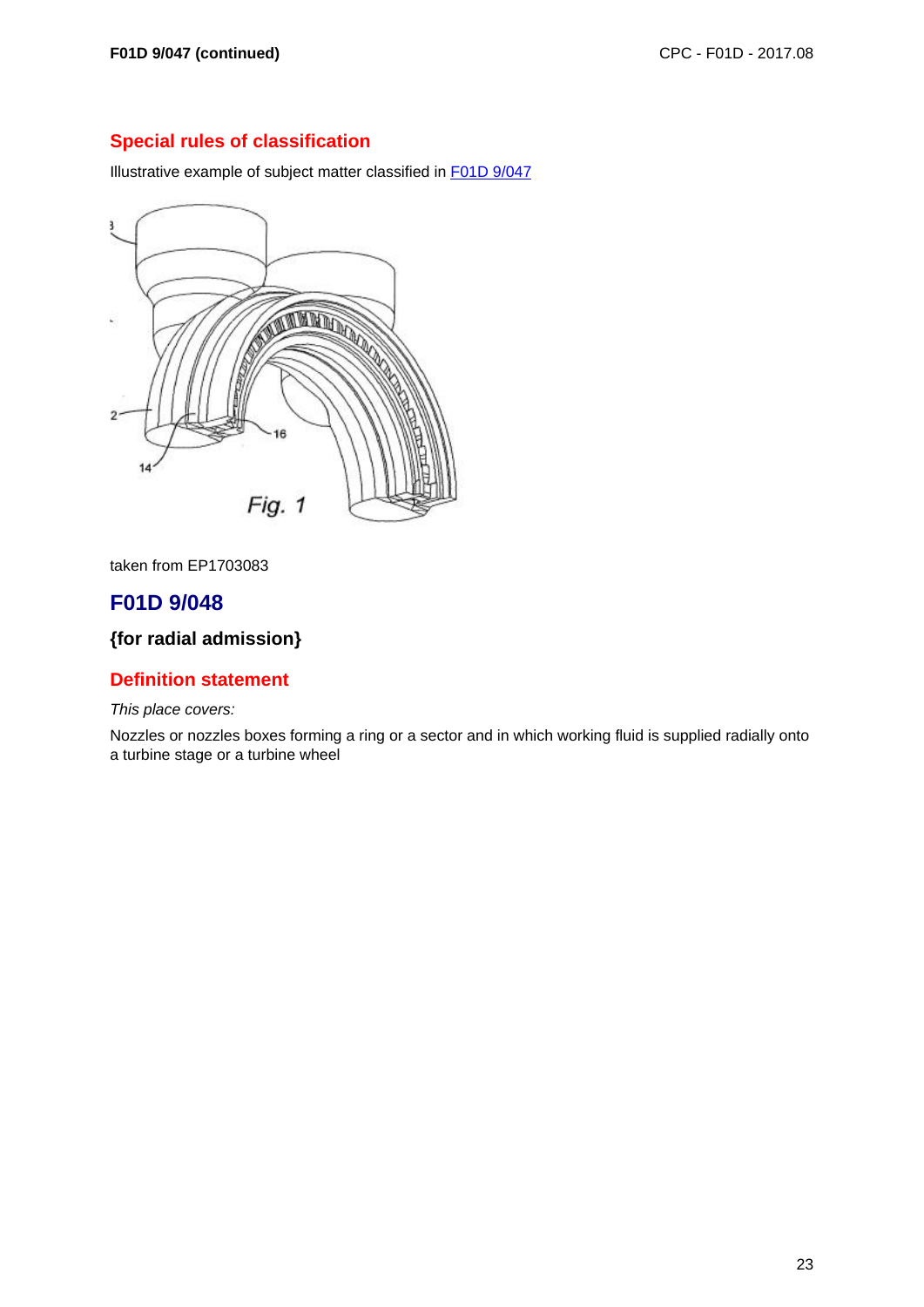## Special rules of classification

Illustrative example of subject matter classified in F01D 9/047

Fig. 1

taken from EP1703083

# F01D 9/048

### {for radial admission}

## Definition statement

*This place covers:*

Nozzles or nozzles boxes forming a ring or a sector and in which working fluid is supplied radially onto a turbine stage or a turbine wheel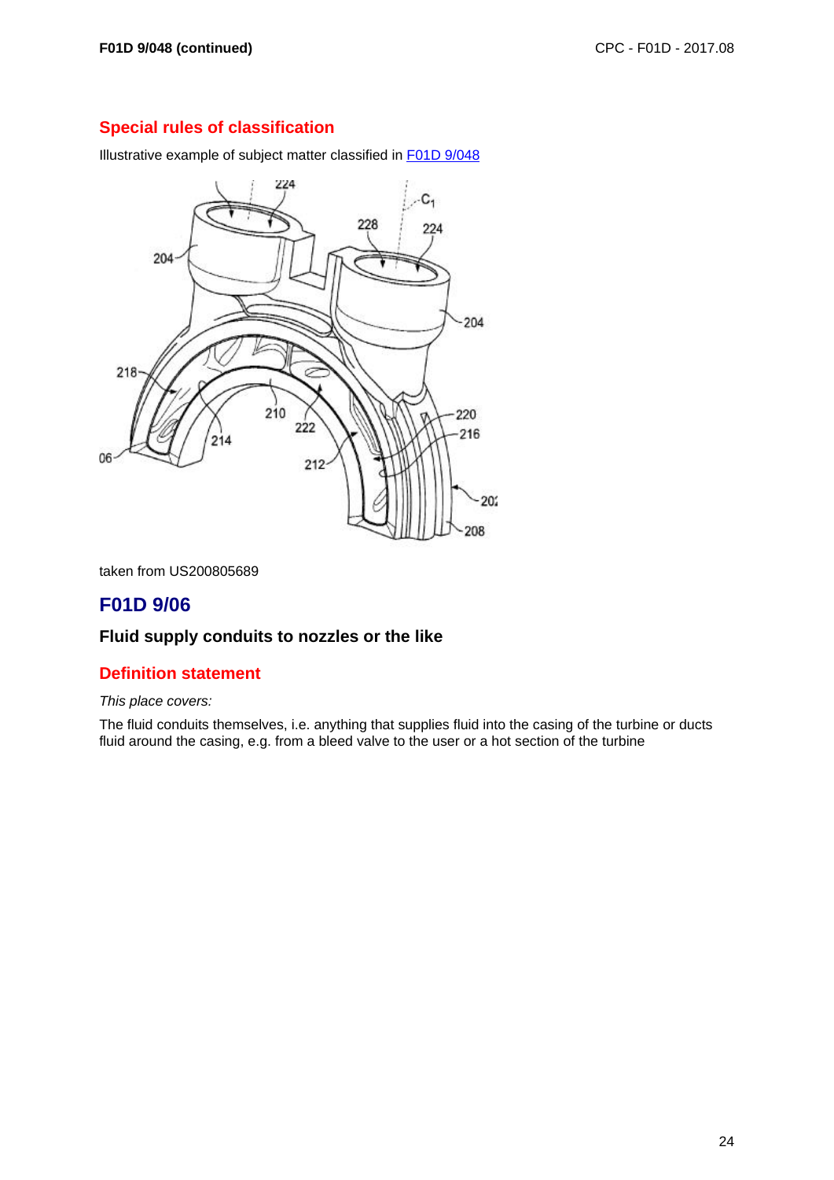## Special rules of classification

Illustrative example of subject matter classified in F01D 9/048

taken from US200805689

## F01D 9/06

### Fluid supply conduits to nozzles or the like

## Definition statement

*This place covers:*

The fluid conduits themselves, i.e. anything that supplies fluid into the casing of the turbine or ducts fluid around the casing, e.g. from a bleed valve to the user or a hot section of the turbine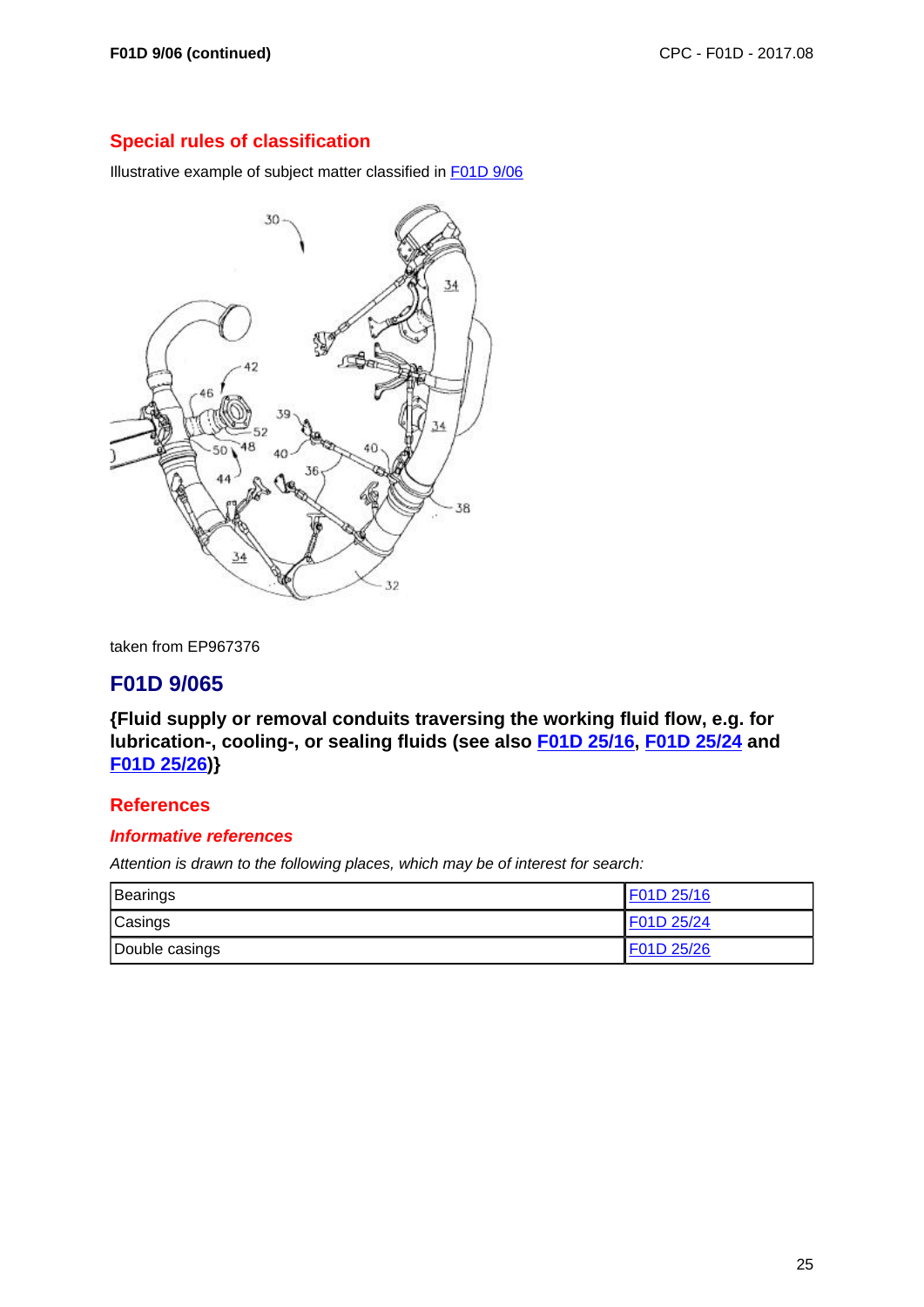## Special rules of classification

Illustrative example of subject matter classified in F01D 9/06

taken from EP967376

# F01D 9/065

**{Fluid supply or removal conduits traversing the working fluid flow, e.g. for lubrication-, cooling-, or sealing fluids (see also F01D 25/16, F01D 25/24 and F01D 25/26)}**

## References

### *Informative references*

*Attention is drawn to the following places, which may be of interest for search:*

| | |
|---|---|
| Bearings | F01D 25/16 |
| Casings | F01D 25/24 |
| Double casings | F01D 25/26 |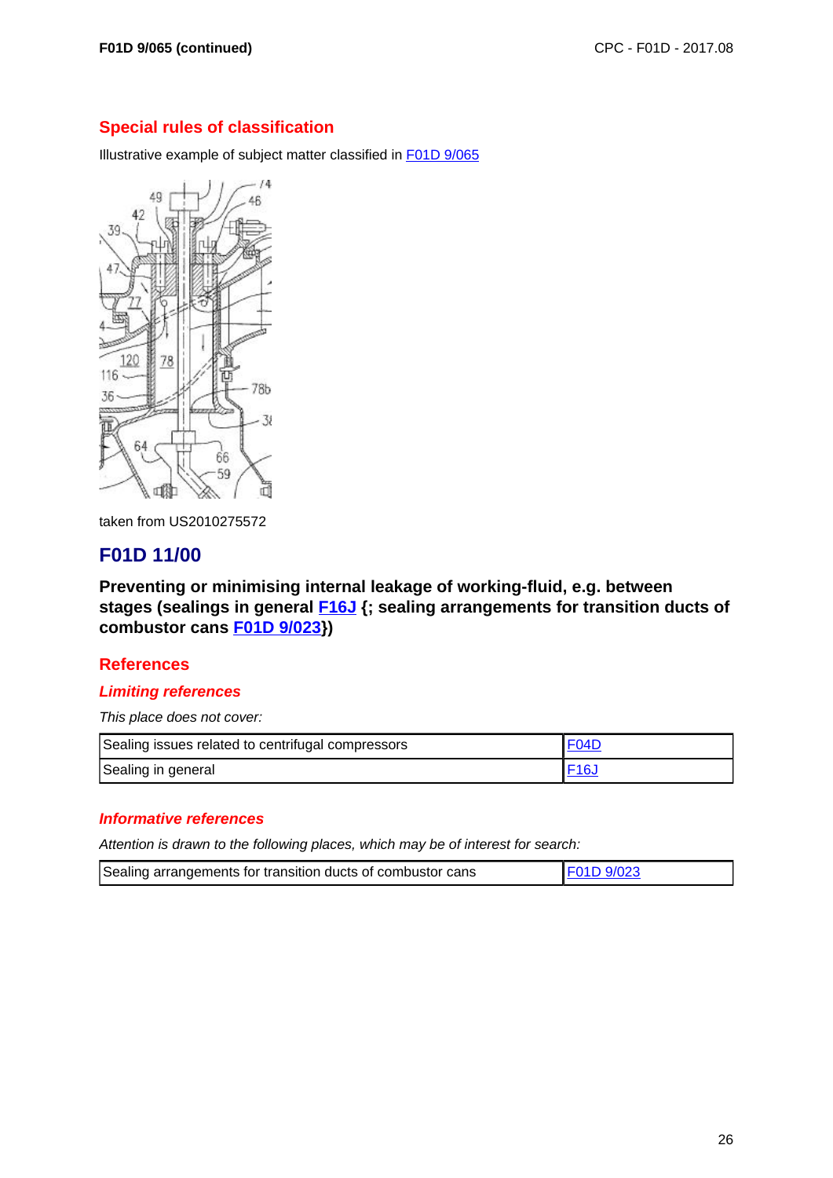## Special rules of classification

Illustrative example of subject matter classified in F01D 9/065

taken from US2010275572

# F01D 11/00

**Preventing or minimising internal leakage of working-fluid, e.g. between stages (sealings in general F16J {; sealing arrangements for transition ducts of combustor cans F01D 9/023})**

## References

### *Limiting references*

*This place does not cover:*

| Sealing issues related to centrifugal compressors | F04D |
|---|---|
| Sealing in general | F16J |

### *Informative references*

*Attention is drawn to the following places, which may be of interest for search:*

| Sealing arrangements for transition ducts of combustor cans | F01D 9/023 |
|---|---|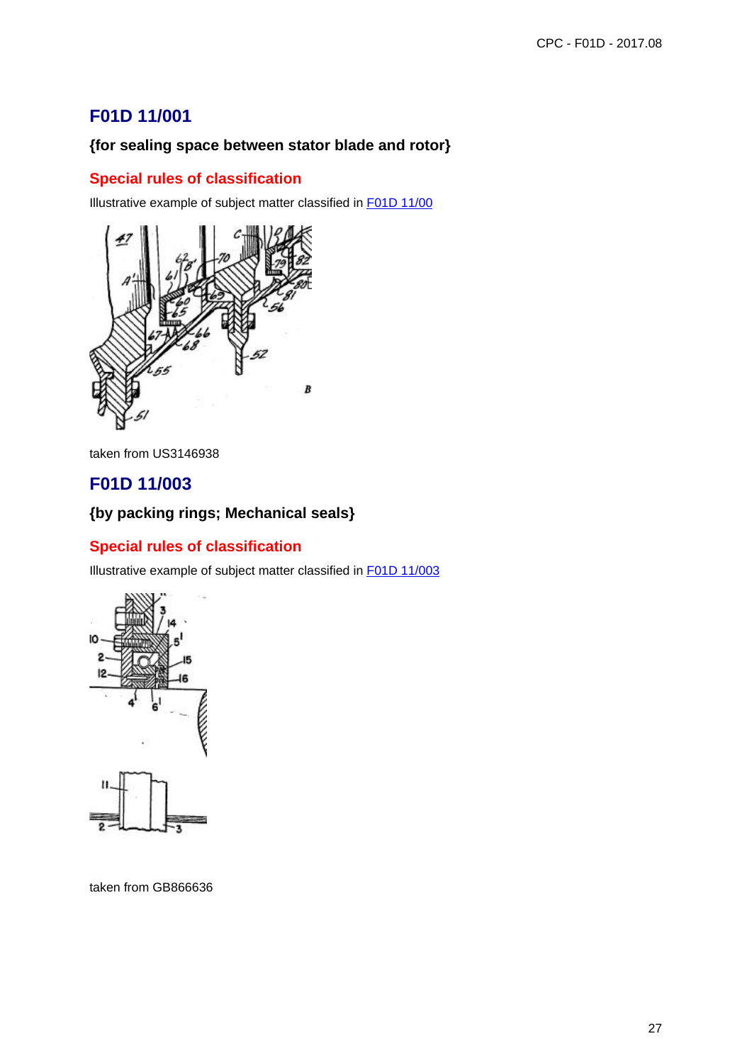## F01D 11/001

**{for sealing space between stator blade and rotor}**

### Special rules of classification

Illustrative example of subject matter classified in F01D 11/00

taken from US3146938

## F01D 11/003

**{by packing rings; Mechanical seals}**

### Special rules of classification

Illustrative example of subject matter classified in F01D 11/003

taken from GB866636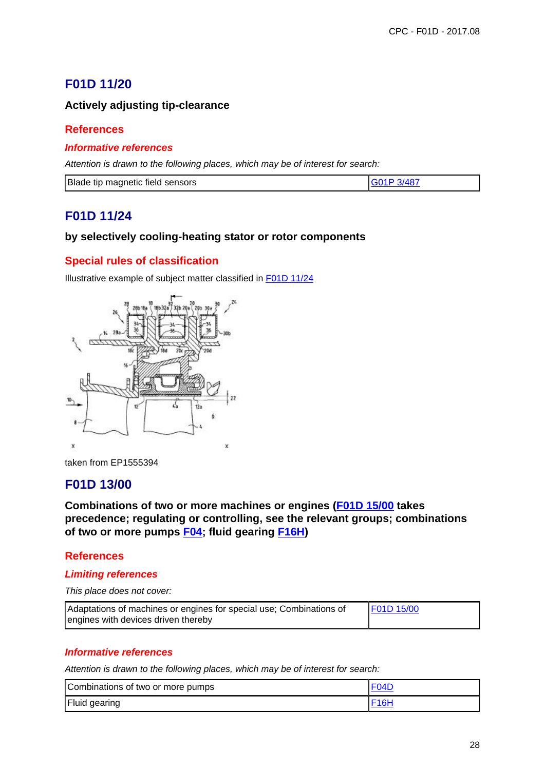## F01D 11/20

**Actively adjusting tip-clearance**

### References

#### *Informative references*

*Attention is drawn to the following places, which may be of interest for search:*

| Blade tip magnetic field sensors | G01P 3/487 |
|---|---|

## F01D 11/24

**by selectively cooling-heating stator or rotor components**

### Special rules of classification

Illustrative example of subject matter classified in F01D 11/24

taken from EP1555394

## F01D 13/00

**Combinations of two or more machines or engines (F01D 15/00 takes precedence; regulating or controlling, see the relevant groups; combinations of two or more pumps F04; fluid gearing F16H)**

### References

#### *Limiting references*

*This place does not cover:*

| Adaptations of machines or engines for special use; Combinations of engines with devices driven thereby | F01D 15/00 |
|---|---|

#### *Informative references*

*Attention is drawn to the following places, which may be of interest for search:*

| Combinations of two or more pumps | F04D |
|---|---|
| Fluid gearing | F16H |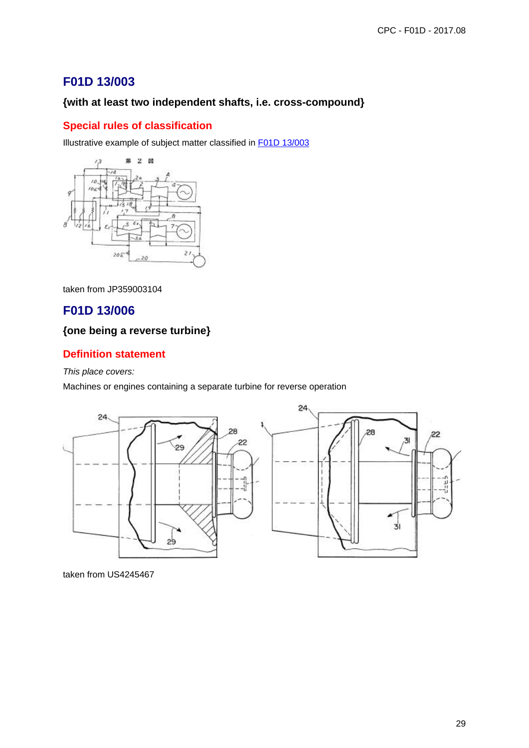## F01D 13/003

### {with at least two independent shafts, i.e. cross-compound}

### Special rules of classification

Illustrative example of subject matter classified in F01D 13/003

taken from JP359003104

## F01D 13/006

### {one being a reverse turbine}

### Definition statement

*This place covers:*

Machines or engines containing a separate turbine for reverse operation

taken from US4245467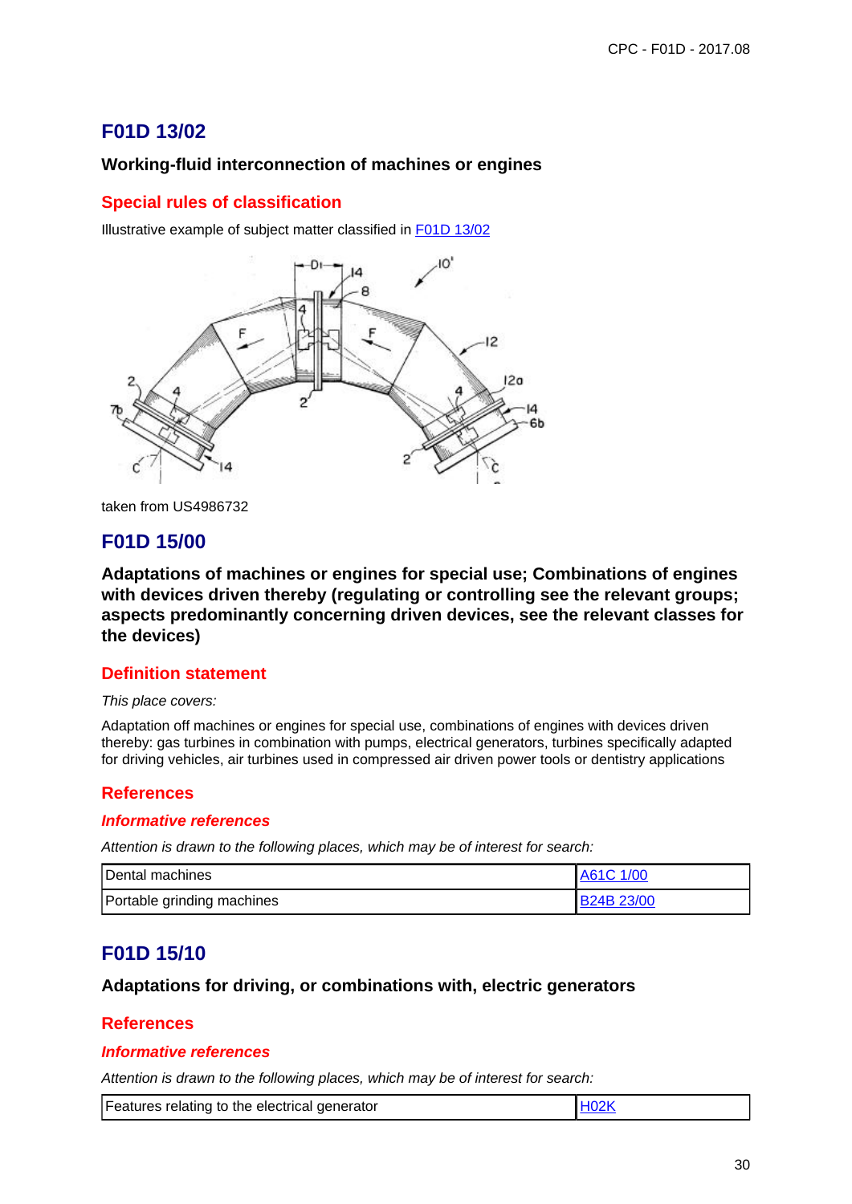## F01D 13/02

### Working-fluid interconnection of machines or engines

### Special rules of classification

Illustrative example of subject matter classified in F01D 13/02

taken from US4986732

## F01D 15/00

### Adaptations of machines or engines for special use; Combinations of engines with devices driven thereby (regulating or controlling see the relevant groups; aspects predominantly concerning driven devices, see the relevant classes for the devices)

### Definition statement

*This place covers:*

Adaptation off machines or engines for special use, combinations of engines with devices driven thereby: gas turbines in combination with pumps, electrical generators, turbines specifically adapted for driving vehicles, air turbines used in compressed air driven power tools or dentistry applications

### References

#### *Informative references*

*Attention is drawn to the following places, which may be of interest for search:*

| | |
|---|---|
| Dental machines | A61C 1/00 |
| Portable grinding machines | B24B 23/00 |

## F01D 15/10

### Adaptations for driving, or combinations with, electric generators

### References

#### *Informative references*

*Attention is drawn to the following places, which may be of interest for search:*

| | |
|---|---|
| Features relating to the electrical generator | H02K |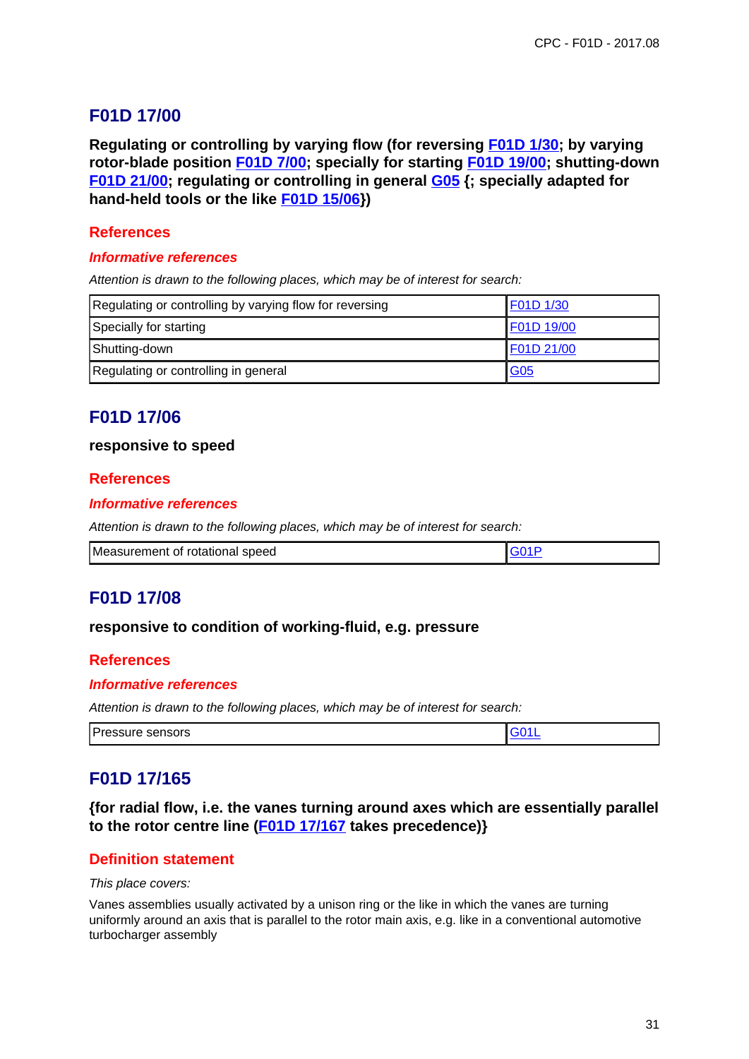## F01D 17/00

**Regulating or controlling by varying flow (for reversing F01D 1/30; by varying rotor-blade position F01D 7/00; specially for starting F01D 19/00; shutting-down F01D 21/00; regulating or controlling in general G05 {; specially adapted for hand-held tools or the like F01D 15/06})**

### References

#### *Informative references*

*Attention is drawn to the following places, which may be of interest for search:*

| | |
|---|---|
| Regulating or controlling by varying flow for reversing | F01D 1/30 |
| Specially for starting | F01D 19/00 |
| Shutting-down | F01D 21/00 |
| Regulating or controlling in general | G05 |

## F01D 17/06

**responsive to speed**

### References

#### *Informative references*

*Attention is drawn to the following places, which may be of interest for search:*

| | |
|---|---|
| Measurement of rotational speed | G01P |

## F01D 17/08

**responsive to condition of working-fluid, e.g. pressure**

### References

#### *Informative references*

*Attention is drawn to the following places, which may be of interest for search:*

| | |
|---|---|
| Pressure sensors | G01L |

## F01D 17/165

**{for radial flow, i.e. the vanes turning around axes which are essentially parallel to the rotor centre line (F01D 17/167 takes precedence)}**

### Definition statement

*This place covers:*

Vanes assemblies usually activated by a unison ring or the like in which the vanes are turning uniformly around an axis that is parallel to the rotor main axis, e.g. like in a conventional automotive turbocharger assembly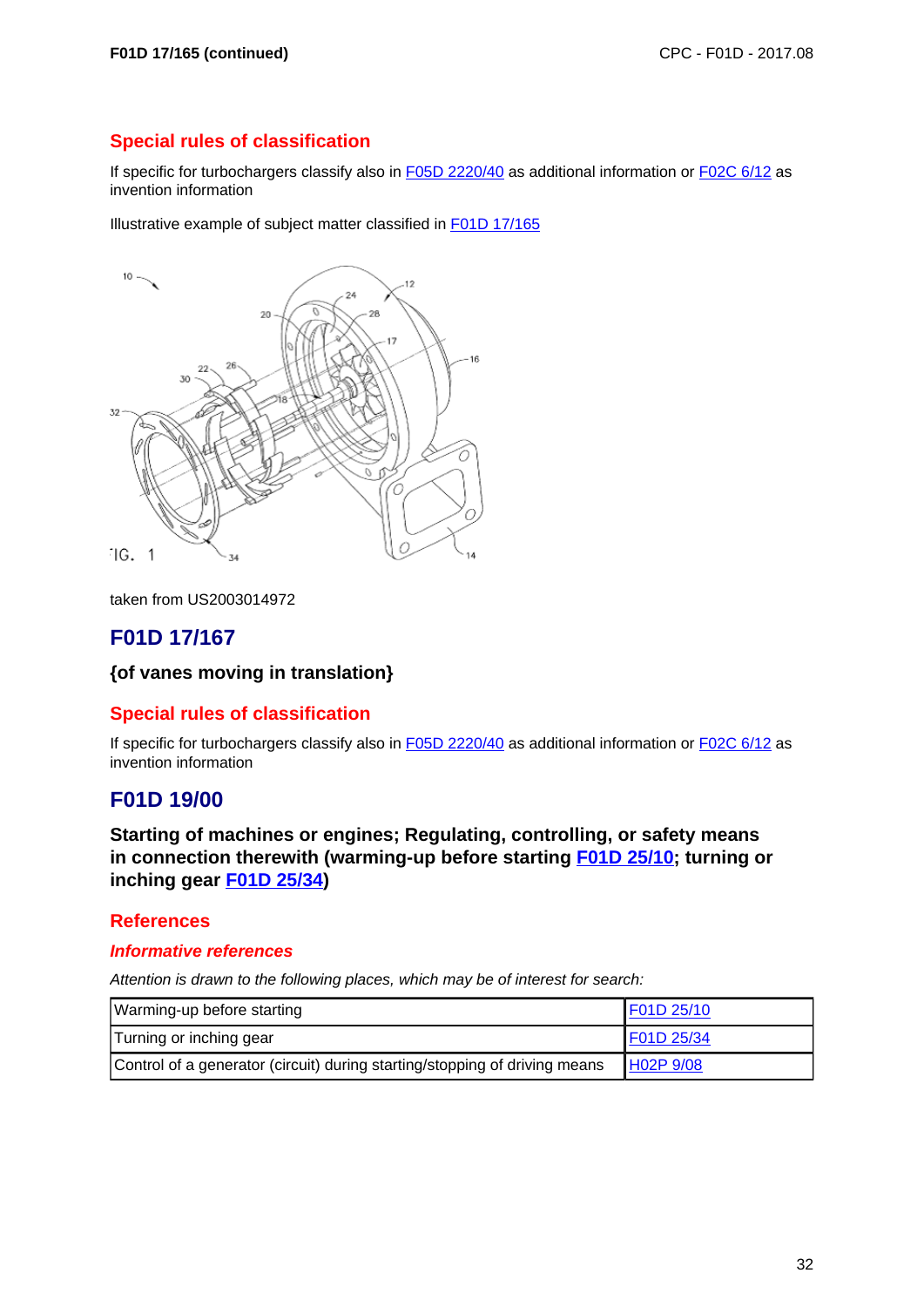## Special rules of classification

If specific for turbochargers classify also in F05D 2220/40 as additional information or F02C 6/12 as invention information

Illustrative example of subject matter classified in F01D 17/165

taken from US2003014972

# F01D 17/167

### {of vanes moving in translation}

## Special rules of classification

If specific for turbochargers classify also in F05D 2220/40 as additional information or F02C 6/12 as invention information

# F01D 19/00

### Starting of machines or engines; Regulating, controlling, or safety means in connection therewith (warming-up before starting F01D 25/10; turning or inching gear F01D 25/34)

## References

### *Informative references*

*Attention is drawn to the following places, which may be of interest for search:*

| | |
|---|---|
| Warming-up before starting | F01D 25/10 |
| Turning or inching gear | F01D 25/34 |
| Control of a generator (circuit) during starting/stopping of driving means | H02P 9/08 |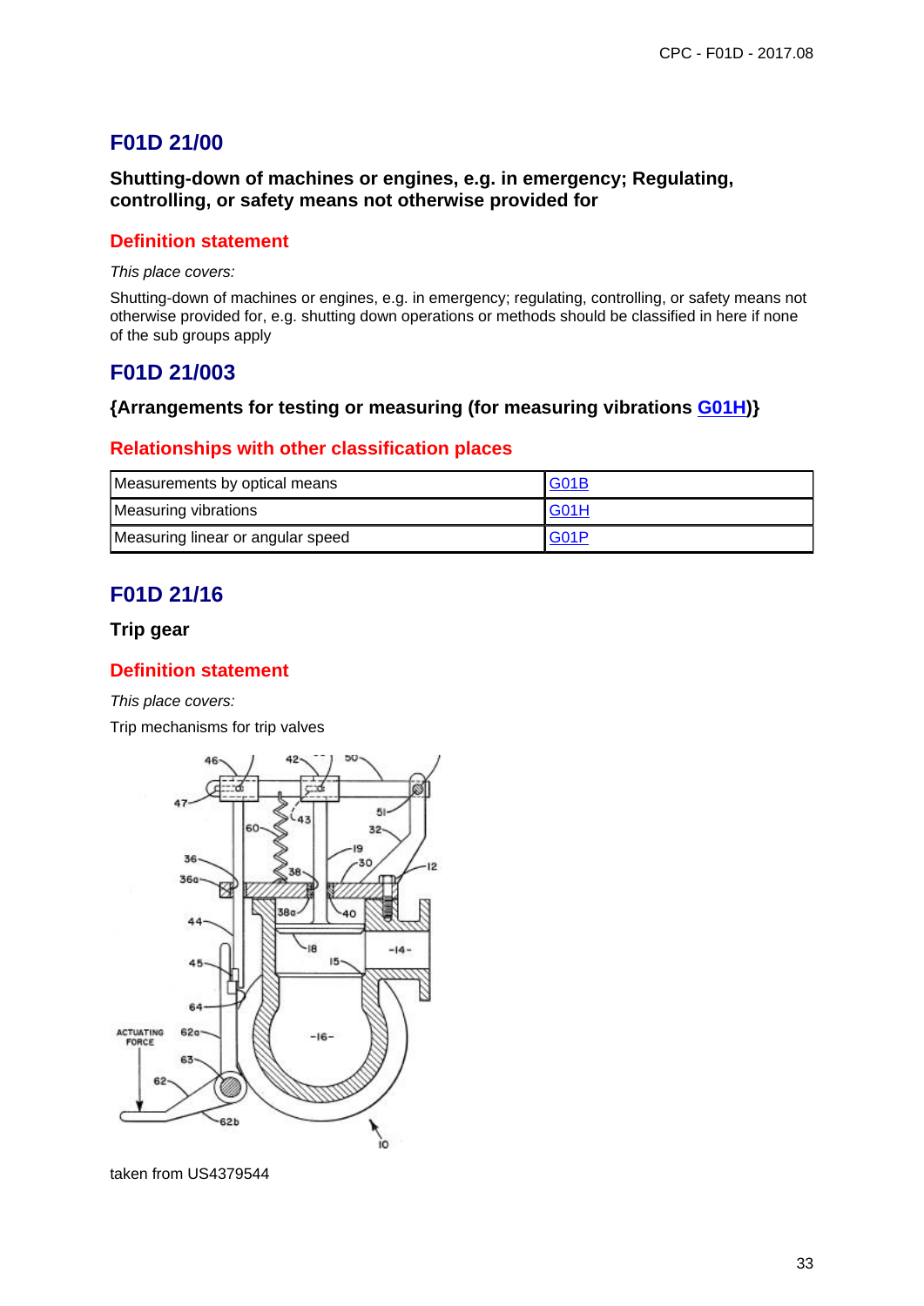## F01D 21/00

### Shutting-down of machines or engines, e.g. in emergency; Regulating, controlling, or safety means not otherwise provided for

#### Definition statement

*This place covers:*

Shutting-down of machines or engines, e.g. in emergency; regulating, controlling, or safety means not otherwise provided for, e.g. shutting down operations or methods should be classified in here if none of the sub groups apply

## F01D 21/003

### {Arrangements for testing or measuring (for measuring vibrations G01H)}

#### Relationships with other classification places

| Measurements by optical means | G01B |
|---|---|
| Measuring vibrations | G01H |
| Measuring linear or angular speed | G01P |

## F01D 21/16

### Trip gear

#### Definition statement

*This place covers:*

Trip mechanisms for trip valves

taken from US4379544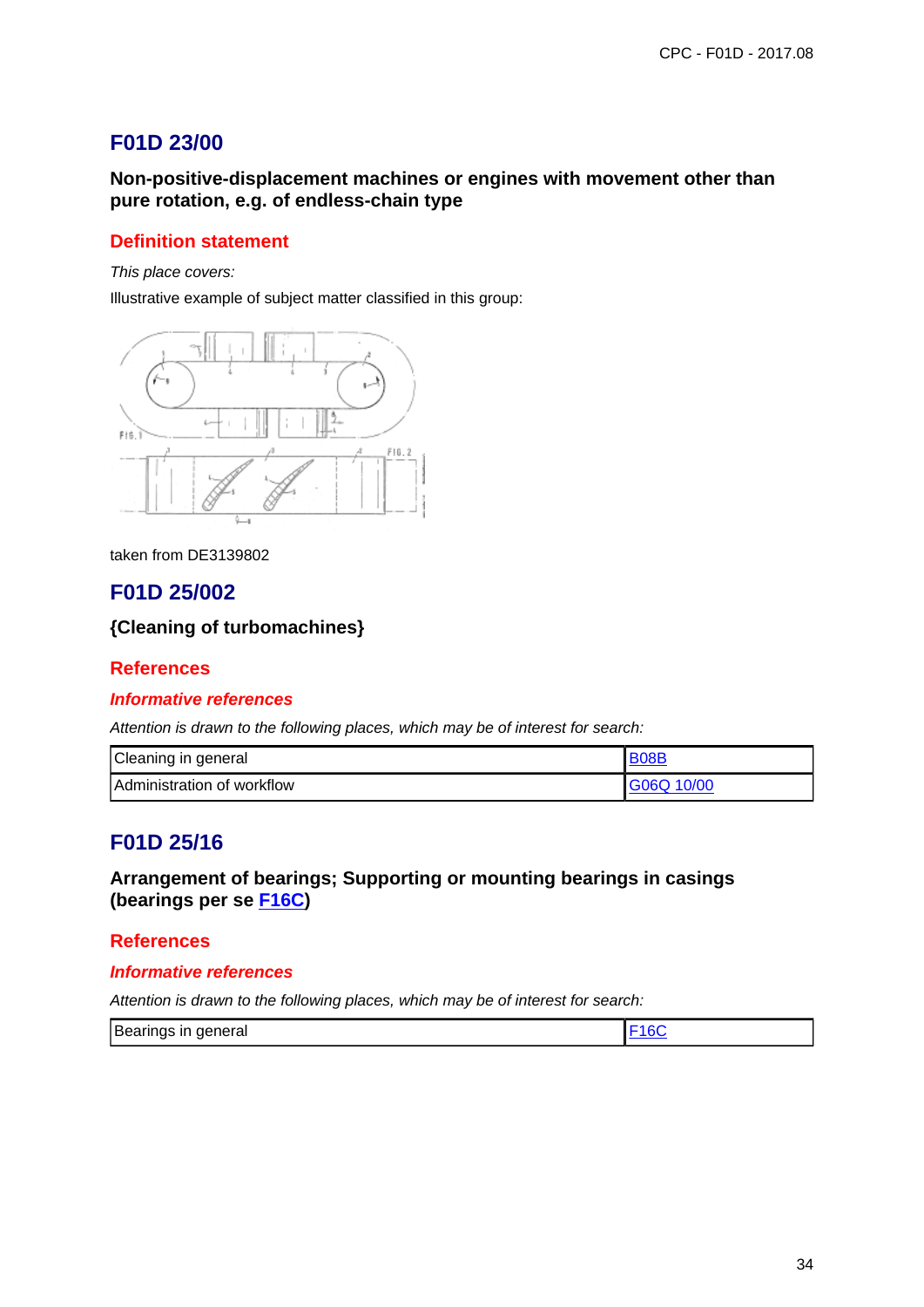# F01D 23/00

**Non-positive-displacement machines or engines with movement other than pure rotation, e.g. of endless-chain type**

## Definition statement

*This place covers:*

Illustrative example of subject matter classified in this group:

taken from DE3139802

# F01D 25/002

**{Cleaning of turbomachines}**

## References

### *Informative references*

*Attention is drawn to the following places, which may be of interest for search:*

| Cleaning in general | B08B |
|---|---|
| Administration of workflow | G06Q 10/00 |

# F01D 25/16

**Arrangement of bearings; Supporting or mounting bearings in casings (bearings per se F16C)**

## References

### *Informative references*

*Attention is drawn to the following places, which may be of interest for search:*

| Bearings in general | F16C |
|---|---|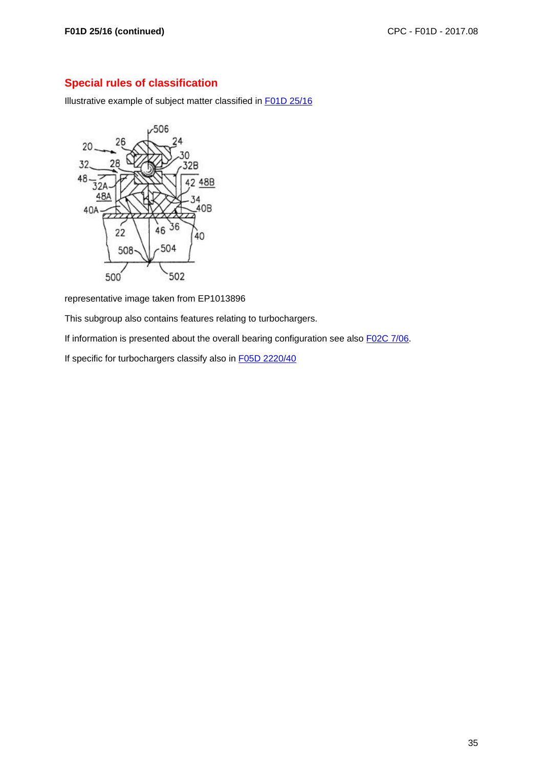## Special rules of classification

Illustrative example of subject matter classified in F01D 25/16

representative image taken from EP1013896

This subgroup also contains features relating to turbochargers.

If information is presented about the overall bearing configuration see also F02C 7/06.

If specific for turbochargers classify also in F05D 2220/40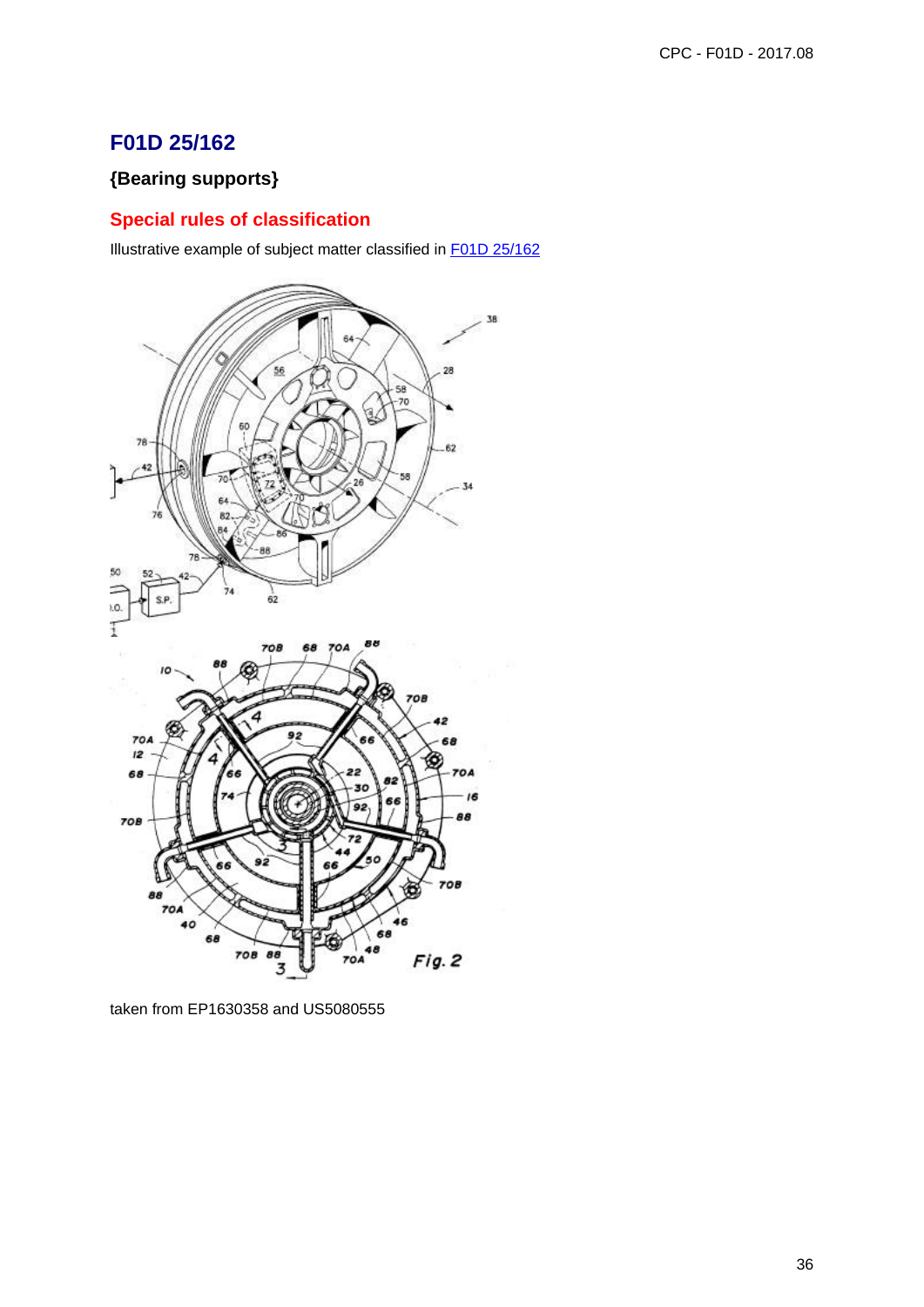# F01D 25/162

## {Bearing supports}

### Special rules of classification

Illustrative example of subject matter classified in F01D 25/162

taken from EP1630358 and US5080555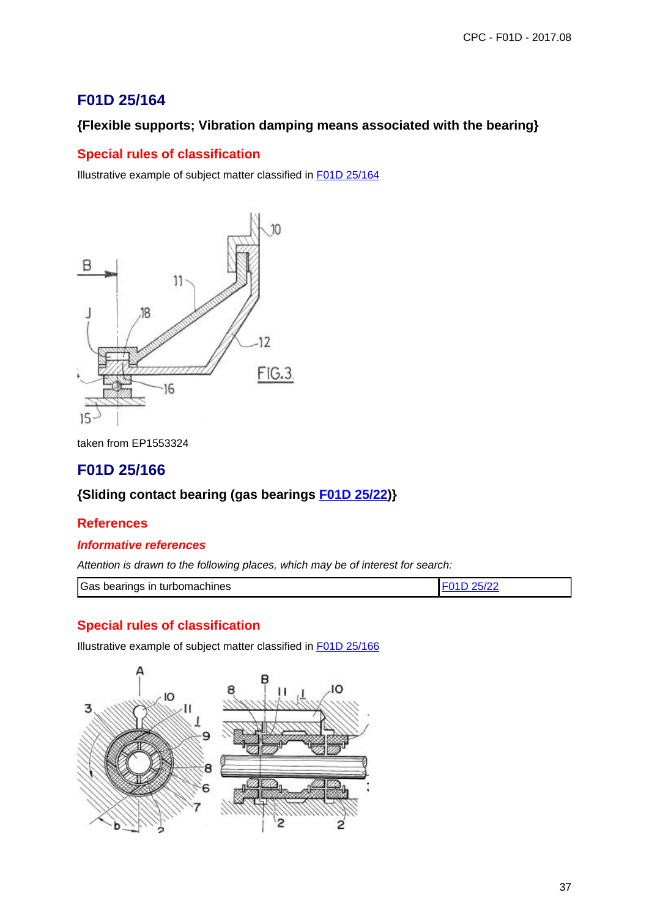## F01D 25/164

### {Flexible supports; Vibration damping means associated with the bearing}

### Special rules of classification

Illustrative example of subject matter classified in F01D 25/164

taken from EP1553324

## F01D 25/166

### {Sliding contact bearing (gas bearings F01D 25/22)}

### References

#### *Informative references*

*Attention is drawn to the following places, which may be of interest for search:*

| Gas bearings in turbomachines | F01D 25/22 |
|---|---|

### Special rules of classification

Illustrative example of subject matter classified in F01D 25/166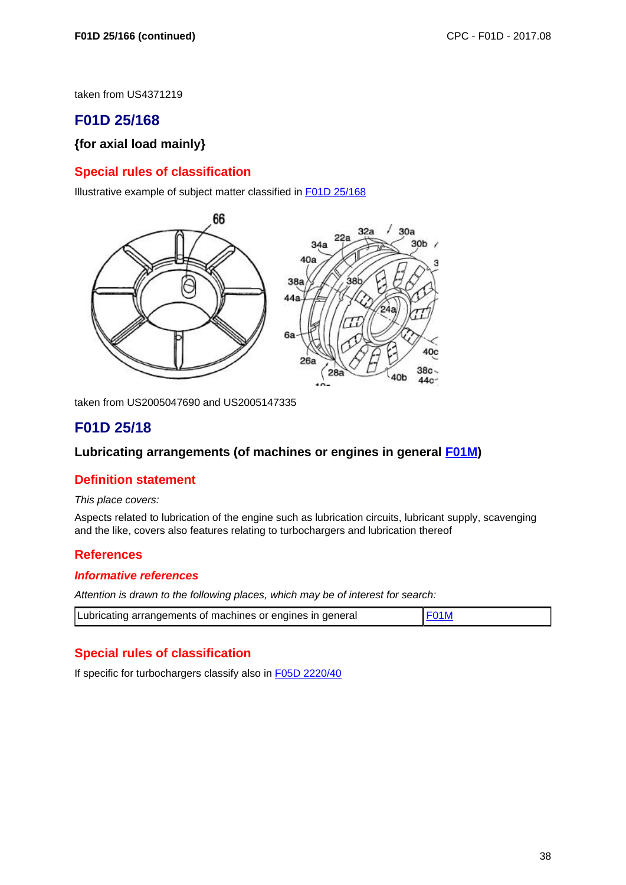taken from US4371219

## F01D 25/168

### {for axial load mainly}

### Special rules of classification

Illustrative example of subject matter classified in F01D 25/168

taken from US2005047690 and US2005147335

## F01D 25/18

### Lubricating arrangements (of machines or engines in general F01M)

### Definition statement

*This place covers:*

Aspects related to lubrication of the engine such as lubrication circuits, lubricant supply, scavenging and the like, covers also features relating to turbochargers and lubrication thereof

### References

#### *Informative references*

*Attention is drawn to the following places, which may be of interest for search:*

| Lubricating arrangements of machines or engines in general | F01M |
|---|---|

### Special rules of classification

If specific for turbochargers classify also in F05D 2220/40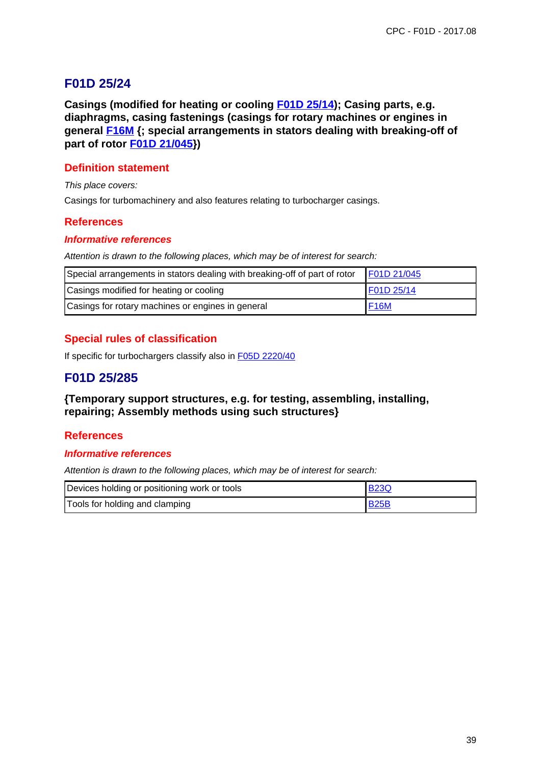## F01D 25/24

**Casings (modified for heating or cooling F01D 25/14); Casing parts, e.g. diaphragms, casing fastenings (casings for rotary machines or engines in general F16M {; special arrangements in stators dealing with breaking-off of part of rotor F01D 21/045})**

### Definition statement

*This place covers:*

Casings for turbomachinery and also features relating to turbocharger casings.

### References

#### *Informative references*

*Attention is drawn to the following places, which may be of interest for search:*

| | |
|---|---|
| Special arrangements in stators dealing with breaking-off of part of rotor | F01D 21/045 |
| Casings modified for heating or cooling | F01D 25/14 |
| Casings for rotary machines or engines in general | F16M |

### Special rules of classification

If specific for turbochargers classify also in F05D 2220/40

## F01D 25/285

**{Temporary support structures, e.g. for testing, assembling, installing, repairing; Assembly methods using such structures}**

### References

#### *Informative references*

*Attention is drawn to the following places, which may be of interest for search:*

| | |
|---|---|
| Devices holding or positioning work or tools | B23Q |
| Tools for holding and clamping | B25B |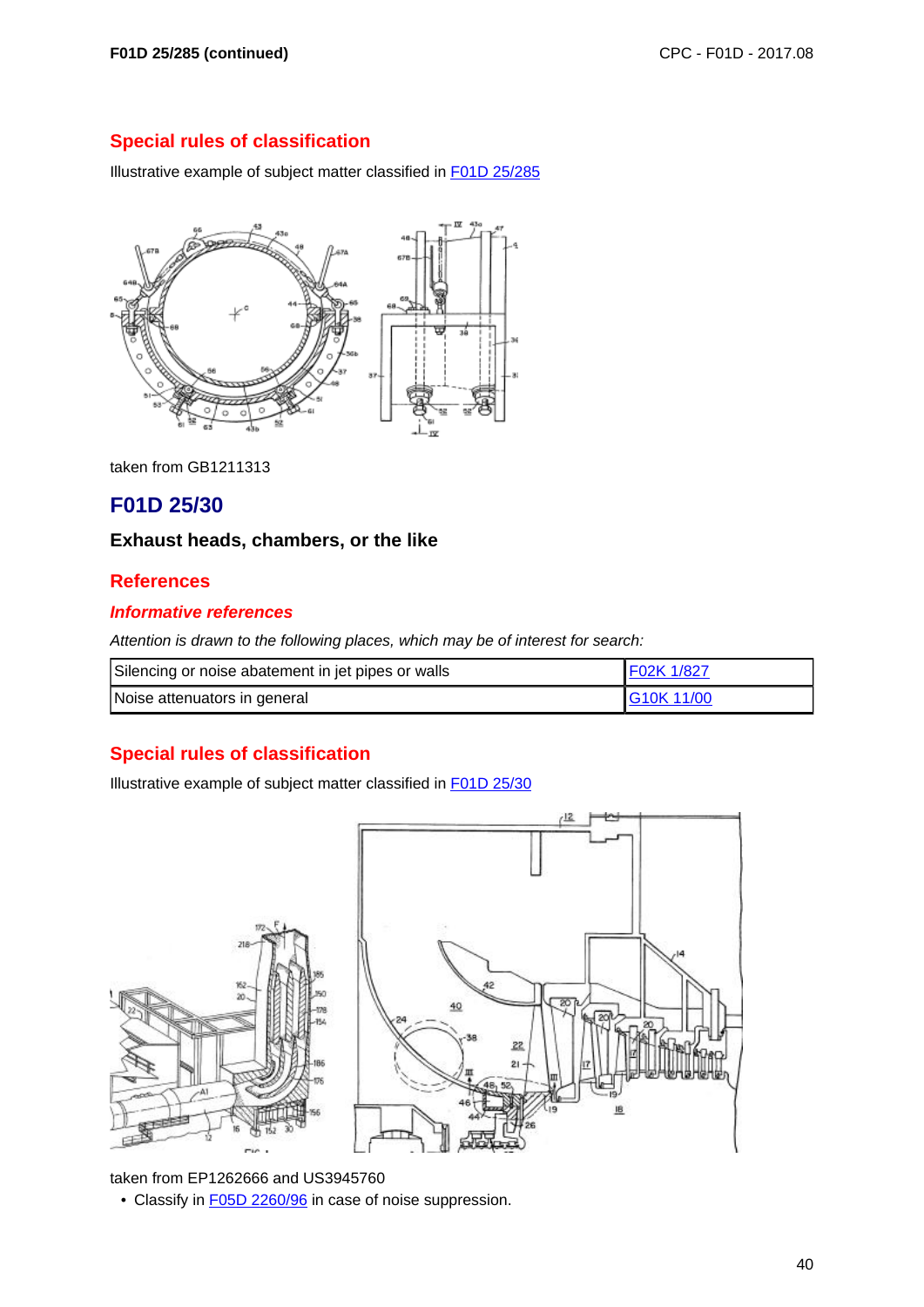## Special rules of classification

Illustrative example of subject matter classified in F01D 25/285

taken from GB1211313

# F01D 25/30

### Exhaust heads, chambers, or the like

## References

### *Informative references*

*Attention is drawn to the following places, which may be of interest for search:*

| | |
|---|---|
| Silencing or noise abatement in jet pipes or walls | F02K 1/827 |
| Noise attenuators in general | G10K 11/00 |

## Special rules of classification

Illustrative example of subject matter classified in F01D 25/30

taken from EP1262666 and US3945760

- Classify in F05D 2260/96 in case of noise suppression.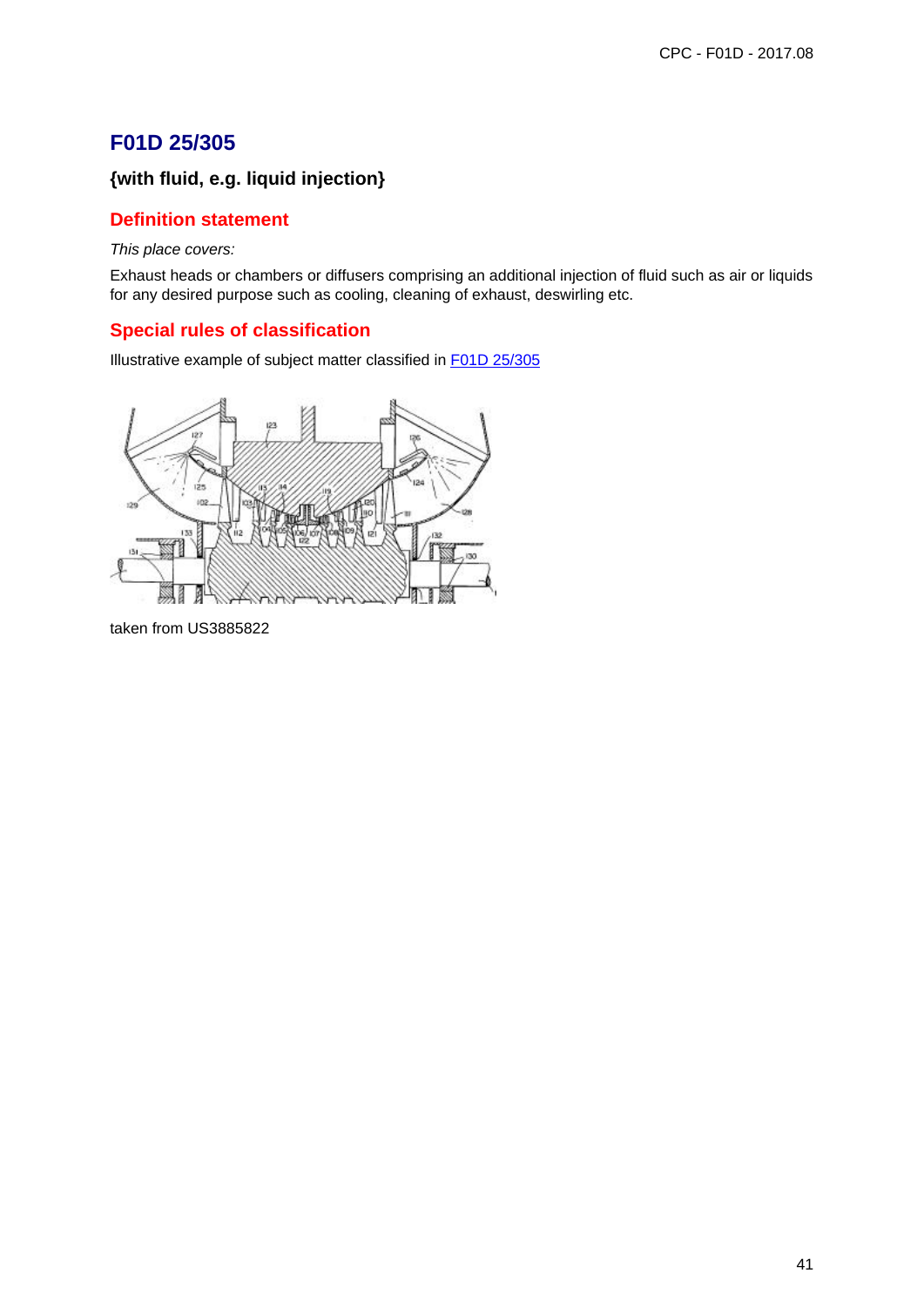# F01D 25/305

**{with fluid, e.g. liquid injection}**

## Definition statement

*This place covers:*

Exhaust heads or chambers or diffusers comprising an additional injection of fluid such as air or liquids for any desired purpose such as cooling, cleaning of exhaust, deswirling etc.

## Special rules of classification

Illustrative example of subject matter classified in F01D 25/305

taken from US3885822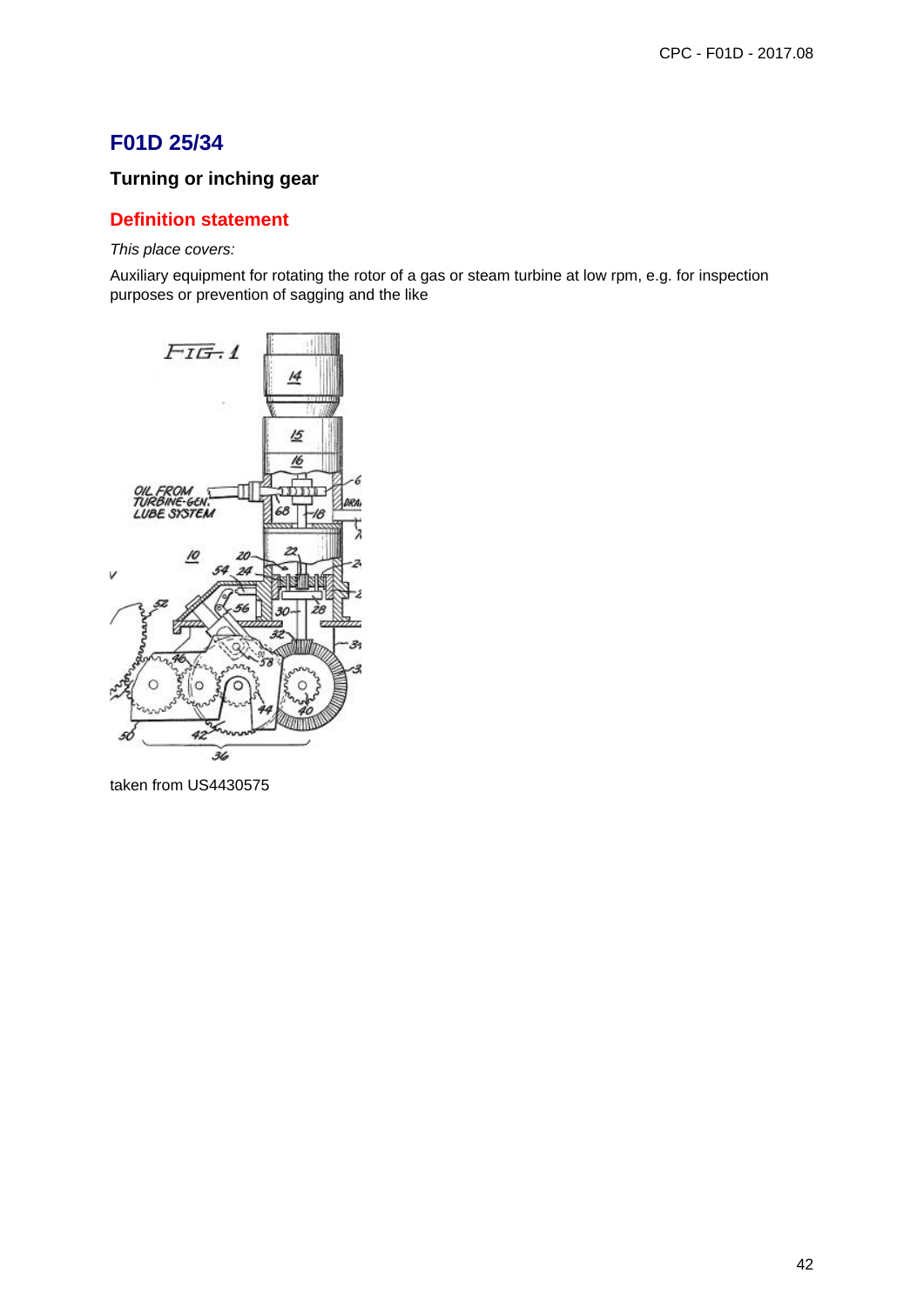# F01D 25/34

## Turning or inching gear

### Definition statement

*This place covers:*

Auxiliary equipment for rotating the rotor of a gas or steam turbine at low rpm, e.g. for inspection purposes or prevention of sagging and the like

taken from US4430575